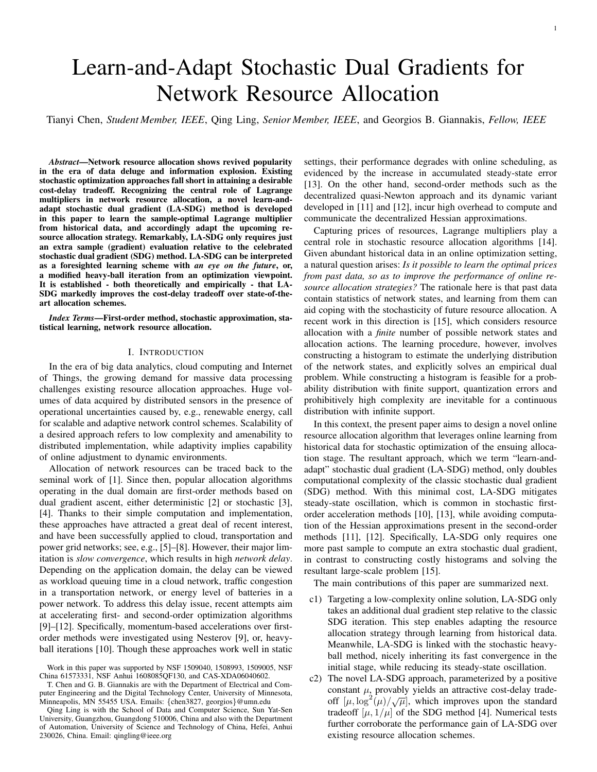# Learn-and-Adapt Stochastic Dual Gradients for Network Resource Allocation

Tianyi Chen, *Student Member, IEEE*, Qing Ling, *Senior Member, IEEE*, and Georgios B. Giannakis, *Fellow, IEEE*

***Abstract*—Network resource allocation shows revived popularity in the era of data deluge and information explosion. Existing stochastic optimization approaches fall short in attaining a desirable cost-delay tradeoff. Recognizing the central role of Lagrange multipliers in network resource allocation, a novel learn-and-adapt stochastic dual gradient (LA-SDG) method is developed in this paper to learn the sample-optimal Lagrange multiplier from historical data, and accordingly adapt the upcoming resource allocation strategy. Remarkably, LA-SDG only requires just an extra sample (gradient) evaluation relative to the celebrated stochastic dual gradient (SDG) method. LA-SDG can be interpreted as a foresighted learning scheme with *an eye on the future*, or, a modified heavy-ball iteration from an optimization viewpoint. It is established - both theoretically and empirically - that LA-SDG markedly improves the cost-delay tradeoff over state-of-the-art allocation schemes.**

***Index Terms*—First-order method, stochastic approximation, statistical learning, network resource allocation.**

## I. Introduction

In the era of big data analytics, cloud computing and Internet of Things, the growing demand for massive data processing challenges existing resource allocation approaches. Huge volumes of data acquired by distributed sensors in the presence of operational uncertainties caused by, e.g., renewable energy, call for scalable and adaptive network control schemes. Scalability of a desired approach refers to low complexity and amenability to distributed implementation, while adaptivity implies capability of online adjustment to dynamic environments.

Allocation of network resources can be traced back to the seminal work of [1]. Since then, popular allocation algorithms operating in the dual domain are first-order methods based on dual gradient ascent, either deterministic [2] or stochastic [3], [4]. Thanks to their simple computation and implementation, these approaches have attracted a great deal of recent interest, and have been successfully applied to cloud, transportation and power grid networks; see, e.g., [5]–[8]. However, their major limitation is *slow convergence*, which results in high *network delay*. Depending on the application domain, the delay can be viewed as workload queuing time in a cloud network, traffic congestion in a transportation network, or energy level of batteries in a power network. To address this delay issue, recent attempts aim at accelerating first- and second-order optimization algorithms [9]–[12]. Specifically, momentum-based accelerations over first-order methods were investigated using Nesterov [9], or, heavy-ball iterations [10]. Though these approaches work well in static settings, their performance degrades with online scheduling, as evidenced by the increase in accumulated steady-state error [13]. On the other hand, second-order methods such as the decentralized quasi-Newton approach and its dynamic variant developed in [11] and [12], incur high overhead to compute and communicate the decentralized Hessian approximations.

Capturing prices of resources, Lagrange multipliers play a central role in stochastic resource allocation algorithms [14]. Given abundant historical data in an online optimization setting, a natural question arises: *Is it possible to learn the optimal prices from past data, so as to improve the performance of online resource allocation strategies?* The rationale here is that past data contain statistics of network states, and learning from them can aid coping with the stochasticity of future resource allocation. A recent work in this direction is [15], which considers resource allocation with a *finite* number of possible network states and allocation actions. The learning procedure, however, involves constructing a histogram to estimate the underlying distribution of the network states, and explicitly solves an empirical dual problem. While constructing a histogram is feasible for a probability distribution with finite support, quantization errors and prohibitively high complexity are inevitable for a continuous distribution with infinite support.

In this context, the present paper aims to design a novel online resource allocation algorithm that leverages online learning from historical data for stochastic optimization of the ensuing allocation stage. The resultant approach, which we term "learn-and-adapt" stochastic dual gradient (LA-SDG) method, only doubles computational complexity of the classic stochastic dual gradient (SDG) method. With this minimal cost, LA-SDG mitigates steady-state oscillation, which is common in stochastic first-order acceleration methods [10], [13], while avoiding computation of the Hessian approximations present in the second-order methods [11], [12]. Specifically, LA-SDG only requires one more past sample to compute an extra stochastic dual gradient, in contrast to constructing costly histograms and solving the resultant large-scale problem [15].

The main contributions of this paper are summarized next.

- c1) Targeting a low-complexity online solution, LA-SDG only takes an additional dual gradient step relative to the classic SDG iteration. This step enables adapting the resource allocation strategy through learning from historical data. Meanwhile, LA-SDG is linked with the stochastic heavy-ball method, nicely inheriting its fast convergence in the initial stage, while reducing its steady-state oscillation.
- c2) The novel LA-SDG approach, parameterized by a positive constant $\mu$, provably yields an attractive cost-delay tradeoff $[\mu, \log^2(\mu)/\sqrt{\mu}]$, which improves upon the standard tradeoff $[\mu, 1/\mu]$ of the SDG method [4]. Numerical tests further corroborate the performance gain of LA-SDG over existing resource allocation schemes.

Work in this paper was supported by NSF 1509040, 1508993, 1509005, NSF China 61573331, NSF Anhui 1608085QF130, and CAS-XDA06040602.

T. Chen and G. B. Giannakis are with the Department of Electrical and Computer Engineering and the Digital Technology Center, University of Minnesota, Minneapolis, MN 55455 USA. Emails: {chen3827, georgios}@umn.edu

Qing Ling is with the School of Data and Computer Science, Sun Yat-Sen University, Guangzhou, Guangdong 510006, China and also with the Department of Automation, University of Science and Technology of China, Hefei, Anhui 230026, China. Email: qingling@ieee.org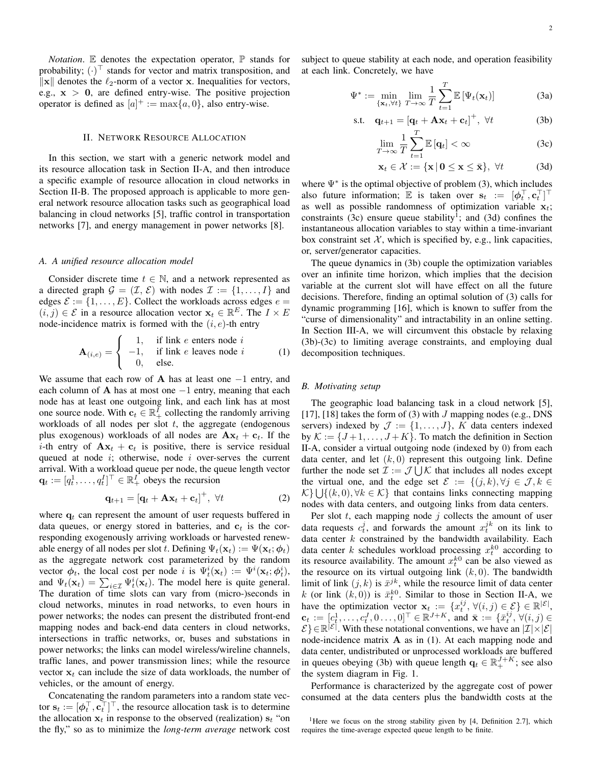*Notation*. $\mathbb{E}$ denotes the expectation operator, $\mathbb{P}$ stands for probability; $(\cdot)^\top$ stands for vector and matrix transposition, and $\|\mathbf{x}\|$ denotes the $\ell_2$-norm of a vector $\mathbf{x}$. Inequalities for vectors, e.g., $\mathbf{x} > \mathbf{0}$, are defined entry-wise. The positive projection operator is defined as $[a]^+ := \max\{a, 0\}$, also entry-wise.

## II. Network Resource Allocation

In this section, we start with a generic network model and its resource allocation task in Section II-A, and then introduce a specific example of resource allocation in cloud networks in Section II-B. The proposed approach is applicable to more general network resource allocation tasks such as geographical load balancing in cloud networks [5], traffic control in transportation networks [7], and energy management in power networks [8].

### A. A unified resource allocation model

Consider discrete time $t \in \mathbb{N}$, and a network represented as a directed graph $\mathcal{G} = (\mathcal{I}, \mathcal{E})$ with nodes $\mathcal{I} := \{1, \ldots, I\}$ and edges $\mathcal{E} := \{1, \ldots, E\}$. Collect the workloads across edges $e = (i, j) \in \mathcal{E}$ in a resource allocation vector $\mathbf{x}_t \in \mathbb{R}^E$. The $I \times E$ node-incidence matrix is formed with the $(i, e)$-th entry

$$\mathbf{A}_{(i,e)} = \begin{cases} 1, & \text{if link } e \text{ enters node } i \\ -1, & \text{if link } e \text{ leaves node } i \\ 0, & \text{else.} \end{cases} \tag{1}$$

We assume that each row of $\mathbf{A}$ has at least one $-1$ entry, and each column of $\mathbf{A}$ has at most one $-1$ entry, meaning that each node has at least one outgoing link, and each link has at most one source node. With $\mathbf{c}_t \in \mathbb{R}_+^I$ collecting the randomly arriving workloads of all nodes per slot $t$, the aggregate (endogenous plus exogenous) workloads of all nodes are $\mathbf{A}\mathbf{x}_t + \mathbf{c}_t$. If the $i$-th entry of $\mathbf{A}\mathbf{x}_t + \mathbf{c}_t$ is positive, there is service residual queued at node $i$; otherwise, node $i$ over-serves the current arrival. With a workload queue per node, the queue length vector $\mathbf{q}_t := [q_t^1, \ldots, q_t^I]^\top \in \mathbb{R}_+^I$ obeys the recursion

$$\mathbf{q}_{t+1} = [\mathbf{q}_t + \mathbf{A}\mathbf{x}_t + \mathbf{c}_t]^+, \ \forall t \tag{2}$$

where $\mathbf{q}_t$ can represent the amount of user requests buffered in data queues, or energy stored in batteries, and $\mathbf{c}_t$ is the corresponding exogenously arriving workloads or harvested renewable energy of all nodes per slot $t$. Defining $\Psi_t(\mathbf{x}_t) := \Psi(\mathbf{x}_t; \boldsymbol{\phi}_t)$ as the aggregate network cost parameterized by the random vector $\boldsymbol{\phi}_t$, the local cost per node $i$ is $\Psi_t^i(\mathbf{x}_t) := \Psi^i(\mathbf{x}_t; \boldsymbol{\phi}_t^i)$, and $\Psi_t(\mathbf{x}_t) = \sum_{i \in \mathcal{I}} \Psi_t^i(\mathbf{x}_t)$. The model here is quite general. The duration of time slots can vary from (micro-)seconds in cloud networks, minutes in road networks, to even hours in power networks; the nodes can present the distributed front-end mapping nodes and back-end data centers in cloud networks, intersections in traffic networks, or, buses and substations in power networks; the links can model wireless/wireline channels, traffic lanes, and power transmission lines; while the resource vector $\mathbf{x}_t$ can include the size of data workloads, the number of vehicles, or the amount of energy.

Concatenating the random parameters into a random state vector $\mathbf{s}_t := [\boldsymbol{\phi}_t^\top, \mathbf{c}_t^\top]^\top$, the resource allocation task is to determine the allocation $\mathbf{x}_t$ in response to the observed (realization) $\mathbf{s}_t$ "on the fly," so as to minimize the *long-term average* network cost subject to queue stability at each node, and operation feasibility at each link. Concretely, we have

$$\Psi^* := \min_{\{\mathbf{x}_t, \forall t\}} \lim_{T \to \infty} \frac{1}{T} \sum_{t=1}^{T} \mathbb{E}\left[\Psi_t(\mathbf{x}_t)\right] \tag{3a}$$

$$\text{s.t.} \quad \mathbf{q}_{t+1} = [\mathbf{q}_t + \mathbf{A}\mathbf{x}_t + \mathbf{c}_t]^+, \ \forall t \tag{3b}$$

$$\lim_{T \to \infty} \frac{1}{T} \sum_{t=1}^{T} \mathbb{E}\left[\mathbf{q}_t\right] < \infty \tag{3c}$$

$$\mathbf{x}_t \in \mathcal{X} := \{\mathbf{x} \,|\, \mathbf{0} \le \mathbf{x} \le \bar{\mathbf{x}}\}, \ \forall t \tag{3d}$$

where $\Psi^*$ is the optimal objective of problem (3), which includes also future information; $\mathbb{E}$ is taken over $\mathbf{s}_t := [\boldsymbol{\phi}_t^\top, \mathbf{c}_t^\top]^\top$ as well as possible randomness of optimization variable $\mathbf{x}_t$; constraints (3c) ensure queue stability[1]; and (3d) confines the instantaneous allocation variables to stay within a time-invariant box constraint set $\mathcal{X}$, which is specified by, e.g., link capacities, or, server/generator capacities.

The queue dynamics in (3b) couple the optimization variables over an infinite time horizon, which implies that the decision variable at the current slot will have effect on all the future decisions. Therefore, finding an optimal solution of (3) calls for dynamic programming [16], which is known to suffer from the "curse of dimensionality" and intractability in an online setting. In Section III-A, we will circumvent this obstacle by relaxing (3b)-(3c) to limiting average constraints, and employing dual decomposition techniques.

### B. Motivating setup

The geographic load balancing task in a cloud network [5], [17], [18] takes the form of (3) with $J$ mapping nodes (e.g., DNS servers) indexed by $\mathcal{J} := \{1, \ldots, J\}$, $K$ data centers indexed by $\mathcal{K} := \{J+1, \ldots, J+K\}$. To match the definition in Section II-A, consider a virtual outgoing node (indexed by 0) from each data center, and let $(k, 0)$ represent this outgoing link. Define further the node set $\mathcal{I} := \mathcal{J} \bigcup \mathcal{K}$ that includes all nodes except the virtual one, and the edge set $\mathcal{E} := \{(j, k), \forall j \in \mathcal{J}, k \in \mathcal{K}\} \bigcup \{(k, 0), \forall k \in \mathcal{K}\}$ that contains links connecting mapping nodes with data centers, and outgoing links from data centers.

Per slot $t$, each mapping node $j$ collects the amount of user data requests $c_t^j$, and forwards the amount $x_t^{jk}$ on its link to data center $k$ constrained by the bandwidth availability. Each data center $k$ schedules workload processing $x_t^{k0}$ according to its resource availability. The amount $x_t^{k0}$ can be also viewed as the resource on its virtual outgoing link $(k, 0)$. The bandwidth limit of link $(j, k)$ is $\bar{x}^{jk}$, while the resource limit of data center $k$ (or link $(k, 0)$) is $\bar{x}_t^{k0}$. Similar to those in Section II-A, we have the optimization vector $\mathbf{x}_t := \{x_t^{ij}, \forall (i, j) \in \mathcal{E}\} \in \mathbb{R}^{|\mathcal{E}|}$, $\mathbf{c}_t := [c_t^1, \ldots, c_t^J, 0 \ldots, 0]^\top \in \mathbb{R}^{J+K}$, and $\bar{\mathbf{x}} := \{\bar{x}_t^{ij}, \forall (i, j) \in \mathcal{E}\} \in \mathbb{R}^{|\mathcal{E}|}$. With these notational conventions, we have an $|\mathcal{I}| \times |\mathcal{E}|$ node-incidence matrix $\mathbf{A}$ as in (1). At each mapping node and data center, undistributed or unprocessed workloads are buffered in queues obeying (3b) with queue length $\mathbf{q}_t \in \mathbb{R}_+^{J+K}$; see also the system diagram in Fig. 1.

Performance is characterized by the aggregate cost of power consumed at the data centers plus the bandwidth costs at the

[1] Here we focus on the strong stability given by [4, Definition 2.7], which requires the time-average expected queue length to be finite.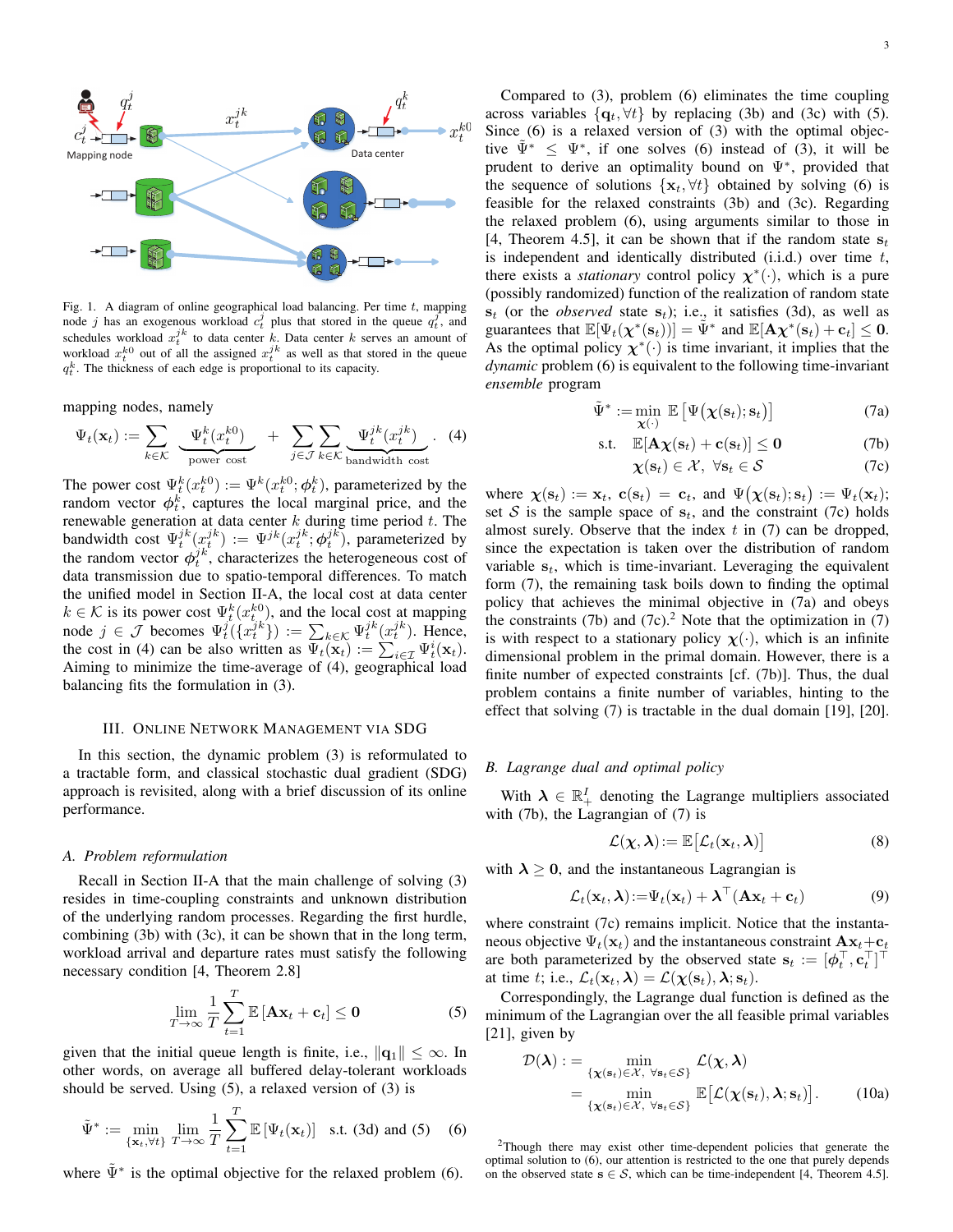Fig. 1. A diagram of online geographical load balancing. Per time $t$, mapping node $j$ has an exogenous workload $c_t^j$ plus that stored in the queue $q_t^j$, and schedules workload $x_t^{jk}$ to data center $k$. Data center $k$ serves an amount of workload $x_t^{k0}$ out of all the assigned $x_t^{jk}$ as well as that stored in the queue $q_t^k$. The thickness of each edge is proportional to its capacity.

mapping nodes, namely

$$\Psi_t(\mathbf{x}_t) := \sum_{k\in\mathcal{K}} \underbrace{\Psi_t^k(x_t^{k0})}_{\text{power cost}} + \sum_{j\in\mathcal{J}}\sum_{k\in\mathcal{K}} \underbrace{\Psi_t^{jk}(x_t^{jk})}_{\text{bandwidth cost}}. \tag{4}$$

The power cost $\Psi_t^k(x_t^{k0}) := \Psi^k(x_t^{k0}; \boldsymbol{\phi}_t^k)$, parameterized by the random vector $\boldsymbol{\phi}_t^k$, captures the local marginal price, and the renewable generation at data center $k$ during time period $t$. The bandwidth cost $\Psi_t^{jk}(x_t^{jk}) := \Psi^{jk}(x_t^{jk}; \boldsymbol{\phi}_t^{jk})$, parameterized by the random vector $\boldsymbol{\phi}_t^{jk}$, characterizes the heterogeneous cost of data transmission due to spatio-temporal differences. To match the unified model in Section II-A, the local cost at data center $k \in \mathcal{K}$ is its power cost $\Psi_t^k(x_t^{k0})$, and the local cost at mapping node $j \in \mathcal{J}$ becomes $\Psi_t^j(\{x_t^{jk}\}) := \sum_{k\in\mathcal{K}} \Psi_t^{jk}(x_t^{jk})$. Hence, the cost in (4) can be also written as $\Psi_t(\mathbf{x}_t) := \sum_{i\in\mathcal{I}} \Psi_t^i(\mathbf{x}_t)$. Aiming to minimize the time-average of (4), geographical load balancing fits the formulation in (3).

## III. Online Network Management via SDG

In this section, the dynamic problem (3) is reformulated to a tractable form, and classical stochastic dual gradient (SDG) approach is revisited, along with a brief discussion of its online performance.

### A. Problem reformulation

Recall in Section II-A that the main challenge of solving (3) resides in time-coupling constraints and unknown distribution of the underlying random processes. Regarding the first hurdle, combining (3b) with (3c), it can be shown that in the long term, workload arrival and departure rates must satisfy the following necessary condition [4, Theorem 2.8]

$$\lim_{T\to\infty} \frac{1}{T}\sum_{t=1}^{T} \mathbb{E}\left[\mathbf{A}\mathbf{x}_t + \mathbf{c}_t\right] \le \mathbf{0} \tag{5}$$

given that the initial queue length is finite, i.e., $\|\mathbf{q}_1\| \le \infty$. In other words, on average all buffered delay-tolerant workloads should be served. Using (5), a relaxed version of (3) is

$$\tilde{\Psi}^* := \min_{\{\mathbf{x}_t,\forall t\}} \lim_{T\to\infty} \frac{1}{T}\sum_{t=1}^{T} \mathbb{E}\left[\Psi_t(\mathbf{x}_t)\right] \quad \text{s.t. (3d) and (5)} \tag{6}$$

where $\tilde{\Psi}^*$ is the optimal objective for the relaxed problem (6).

Compared to (3), problem (6) eliminates the time coupling across variables $\{\mathbf{q}_t, \forall t\}$ by replacing (3b) and (3c) with (5). Since (6) is a relaxed version of (3) with the optimal objective $\tilde{\Psi}^* \le \Psi^*$, if one solves (6) instead of (3), it will be prudent to derive an optimality bound on $\Psi^*$, provided that the sequence of solutions $\{\mathbf{x}_t, \forall t\}$ obtained by solving (6) is feasible for the relaxed constraints (3b) and (3c). Regarding the relaxed problem (6), using arguments similar to those in [4, Theorem 4.5], it can be shown that if the random state $\mathbf{s}_t$ is independent and identically distributed (i.i.d.) over time $t$, there exists a *stationary* control policy $\boldsymbol{\chi}^*(\cdot)$, which is a pure (possibly randomized) function of the realization of random state $\mathbf{s}_t$ (or the *observed* state $\mathbf{s}_t$); i.e., it satisfies (3d), as well as guarantees that $\mathbb{E}[\Psi_t(\boldsymbol{\chi}^*(\mathbf{s}_t))] = \tilde{\Psi}^*$ and $\mathbb{E}[\mathbf{A}\boldsymbol{\chi}^*(\mathbf{s}_t) + \mathbf{c}_t] \le \mathbf{0}$. As the optimal policy $\boldsymbol{\chi}^*(\cdot)$ is time invariant, it implies that the *dynamic* problem (6) is equivalent to the following time-invariant *ensemble* program

$$\tilde{\Psi}^* := \min_{\boldsymbol{\chi}(\cdot)} \; \mathbb{E}\left[\Psi\big(\boldsymbol{\chi}(\mathbf{s}_t); \mathbf{s}_t\big)\right] \tag{7a}$$

$$\text{s.t.} \quad \mathbb{E}[\mathbf{A}\boldsymbol{\chi}(\mathbf{s}_t) + \mathbf{c}(\mathbf{s}_t)] \le \mathbf{0} \tag{7b}$$

$$\boldsymbol{\chi}(\mathbf{s}_t) \in \mathcal{X}, \;\; \forall \mathbf{s}_t \in \mathcal{S} \tag{7c}$$

where $\boldsymbol{\chi}(\mathbf{s}_t) := \mathbf{x}_t$, $\mathbf{c}(\mathbf{s}_t) = \mathbf{c}_t$, and $\Psi\big(\boldsymbol{\chi}(\mathbf{s}_t); \mathbf{s}_t\big) := \Psi_t(\mathbf{x}_t)$; set $\mathcal{S}$ is the sample space of $\mathbf{s}_t$, and the constraint (7c) holds almost surely. Observe that the index $t$ in (7) can be dropped, since the expectation is taken over the distribution of random variable $\mathbf{s}_t$, which is time-invariant. Leveraging the equivalent form (7), the remaining task boils down to finding the optimal policy that achieves the minimal objective in (7a) and obeys the constraints (7b) and (7c).[2] Note that the optimization in (7) is with respect to a stationary policy $\boldsymbol{\chi}(\cdot)$, which is an infinite dimensional problem in the primal domain. However, there is a finite number of expected constraints [cf. (7b)]. Thus, the dual problem contains a finite number of variables, hinting to the effect that solving (7) is tractable in the dual domain [19], [20].

### B. Lagrange dual and optimal policy

With $\boldsymbol{\lambda} \in \mathbb{R}_+^I$ denoting the Lagrange multipliers associated with (7b), the Lagrangian of (7) is

$$\mathcal{L}(\boldsymbol{\chi}, \boldsymbol{\lambda}) := \mathbb{E}\big[\mathcal{L}_t(\mathbf{x}_t, \boldsymbol{\lambda})\big] \tag{8}$$

with $\boldsymbol{\lambda} \ge \mathbf{0}$, and the instantaneous Lagrangian is

$$\mathcal{L}_t(\mathbf{x}_t, \boldsymbol{\lambda}) := \Psi_t(\mathbf{x}_t) + \boldsymbol{\lambda}^\top(\mathbf{A}\mathbf{x}_t + \mathbf{c}_t) \tag{9}$$

where constraint (7c) remains implicit. Notice that the instantaneous objective $\Psi_t(\mathbf{x}_t)$ and the instantaneous constraint $\mathbf{A}\mathbf{x}_t + \mathbf{c}_t$ are both parameterized by the observed state $\mathbf{s}_t := [\boldsymbol{\phi}_t^\top, \mathbf{c}_t^\top]^\top$ at time $t$; i.e., $\mathcal{L}_t(\mathbf{x}_t, \boldsymbol{\lambda}) = \mathcal{L}(\boldsymbol{\chi}(\mathbf{s}_t), \boldsymbol{\lambda}; \mathbf{s}_t)$.

Correspondingly, the Lagrange dual function is defined as the minimum of the Lagrangian over the all feasible primal variables [21], given by

$$\begin{aligned}\mathcal{D}(\boldsymbol{\lambda}) :&= \min_{\{\boldsymbol{\chi}(\mathbf{s}_t)\in\mathcal{X},\; \forall \mathbf{s}_t\in\mathcal{S}\}} \mathcal{L}(\boldsymbol{\chi}, \boldsymbol{\lambda}) \\ &= \min_{\{\boldsymbol{\chi}(\mathbf{s}_t)\in\mathcal{X},\; \forall \mathbf{s}_t\in\mathcal{S}\}} \mathbb{E}\big[\mathcal{L}(\boldsymbol{\chi}(\mathbf{s}_t), \boldsymbol{\lambda}; \mathbf{s}_t)\big].\end{aligned} \tag{10a}$$

[2] Though there may exist other time-dependent policies that generate the optimal solution to (6), our attention is restricted to the one that purely depends on the observed state $\mathbf{s} \in \mathcal{S}$, which can be time-independent [4, Theorem 4.5].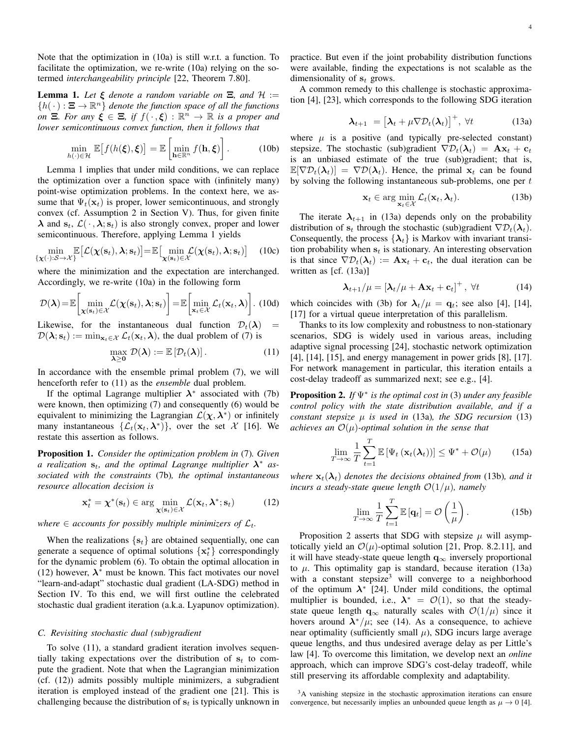Note that the optimization in (10a) is still w.r.t. a function. To facilitate the optimization, we re-write (10a) relying on the so-termed *interchangeability principle* [22, Theorem 7.80].

**Lemma 1.** *Let $\boldsymbol{\xi}$ denote a random variable on $\Xi$, and $\mathcal{H} := \{h(\cdot) : \Xi \to \mathbb{R}^n\}$ denote the function space of all the functions on $\Xi$. For any $\boldsymbol{\xi} \in \Xi$, if $f(\cdot, \boldsymbol{\xi}) : \mathbb{R}^n \to \mathbb{R}$ is a proper and lower semicontinuous convex function, then it follows that*

$$\min_{h(\cdot)\in\mathcal{H}} \mathbb{E}\big[f(h(\boldsymbol{\xi}), \boldsymbol{\xi})\big] = \mathbb{E}\left[\min_{\mathbf{h}\in\mathbb{R}^n} f(\mathbf{h}, \boldsymbol{\xi})\right]. \tag{10b}$$

Lemma 1 implies that under mild conditions, we can replace the optimization over a function space with (infinitely many) point-wise optimization problems. In the context here, we assume that $\Psi_t(\mathbf{x}_t)$ is proper, lower semicontinuous, and strongly convex (cf. Assumption 2 in Section V). Thus, for given finite $\boldsymbol{\lambda}$ and $\mathbf{s}_t$, $\mathcal{L}(\cdot, \boldsymbol{\lambda}; \mathbf{s}_t)$ is also strongly convex, proper and lower semicontinuous. Therefore, applying Lemma 1 yields

$$\min_{\{\boldsymbol{\chi}(\cdot):\mathcal{S}\to\mathcal{X}\}} \mathbb{E}\big[\mathcal{L}(\boldsymbol{\chi}(\mathbf{s}_t), \boldsymbol{\lambda}; \mathbf{s}_t)\big] = \mathbb{E}\big[\min_{\boldsymbol{\chi}(\mathbf{s}_t)\in\mathcal{X}} \mathcal{L}(\boldsymbol{\chi}(\mathbf{s}_t), \boldsymbol{\lambda}; \mathbf{s}_t)\big] \tag{10c}$$

where the minimization and the expectation are interchanged. Accordingly, we re-write (10a) in the following form

$$\mathcal{D}(\boldsymbol{\lambda}) = \mathbb{E}\left[\min_{\boldsymbol{\chi}(\mathbf{s}_t)\in\mathcal{X}} \mathcal{L}(\boldsymbol{\chi}(\mathbf{s}_t), \boldsymbol{\lambda}; \mathbf{s}_t)\right] = \mathbb{E}\left[\min_{\mathbf{x}_t\in\mathcal{X}} \mathcal{L}_t(\mathbf{x}_t, \boldsymbol{\lambda})\right]. \tag{10d}$$

Likewise, for the instantaneous dual function $\mathcal{D}_t(\boldsymbol{\lambda}) = \mathcal{D}(\boldsymbol{\lambda}; \mathbf{s}_t) := \min_{\mathbf{x}_t\in\mathcal{X}} \mathcal{L}_t(\mathbf{x}_t, \boldsymbol{\lambda})$, the dual problem of (7) is

$$\max_{\boldsymbol{\lambda}\geq\mathbf{0}} \mathcal{D}(\boldsymbol{\lambda}) := \mathbb{E}\left[\mathcal{D}_t(\boldsymbol{\lambda})\right]. \tag{11}$$

In accordance with the ensemble primal problem (7), we will henceforth refer to (11) as the *ensemble* dual problem.

If the optimal Lagrange multiplier $\boldsymbol{\lambda}^*$ associated with (7b) were known, then optimizing (7) and consequently (6) would be equivalent to minimizing the Lagrangian $\mathcal{L}(\boldsymbol{\chi}, \boldsymbol{\lambda}^*)$ or infinitely many instantaneous $\{\mathcal{L}_t(\mathbf{x}_t, \boldsymbol{\lambda}^*)\}$, over the set $\mathcal{X}$ [16]. We restate this assertion as follows.

**Proposition 1.** *Consider the optimization problem in* (7)*. Given a realization $\mathbf{s}_t$, and the optimal Lagrange multiplier $\boldsymbol{\lambda}^*$ associated with the constraints* (7b)*, the optimal instantaneous resource allocation decision is*

$$\mathbf{x}_t^* = \boldsymbol{\chi}^*(\mathbf{s}_t) \in \arg\min_{\boldsymbol{\chi}(\mathbf{s}_t)\in\mathcal{X}} \mathcal{L}(\mathbf{x}_t, \boldsymbol{\lambda}^*; \mathbf{s}_t) \tag{12}$$

*where $\in$ accounts for possibly multiple minimizers of $\mathcal{L}_t$.*

When the realizations $\{\mathbf{s}_t\}$ are obtained sequentially, one can generate a sequence of optimal solutions $\{\mathbf{x}_t^*\}$ correspondingly for the dynamic problem (6). To obtain the optimal allocation in (12) however, $\boldsymbol{\lambda}^*$ must be known. This fact motivates our novel "learn-and-adapt" stochastic dual gradient (LA-SDG) method in Section IV. To this end, we will first outline the celebrated stochastic dual gradient iteration (a.k.a. Lyapunov optimization).

### C. Revisiting stochastic dual (sub)gradient

To solve (11), a standard gradient iteration involves sequentially taking expectations over the distribution of $\mathbf{s}_t$ to compute the gradient. Note that when the Lagrangian minimization (cf. (12)) admits possibly multiple minimizers, a subgradient iteration is employed instead of the gradient one [21]. This is challenging because the distribution of $\mathbf{s}_t$ is typically unknown in practice. But even if the joint probability distribution functions were available, finding the expectations is not scalable as the dimensionality of $\mathbf{s}_t$ grows.

A common remedy to this challenge is stochastic approximation [4], [23], which corresponds to the following SDG iteration

$$\boldsymbol{\lambda}_{t+1} = \big[\boldsymbol{\lambda}_t + \mu\nabla\mathcal{D}_t(\boldsymbol{\lambda}_t)\big]^+, \ \forall t \tag{13a}$$

where $\mu$ is a positive (and typically pre-selected constant) stepsize. The stochastic (sub)gradient $\nabla\mathcal{D}_t(\boldsymbol{\lambda}_t) = \mathbf{A}\mathbf{x}_t + \mathbf{c}_t$ is an unbiased estimate of the true (sub)gradient; that is, $\mathbb{E}[\nabla\mathcal{D}_t(\boldsymbol{\lambda}_t)] = \nabla\mathcal{D}(\boldsymbol{\lambda}_t)$. Hence, the primal $\mathbf{x}_t$ can be found by solving the following instantaneous sub-problems, one per $t$

$$\mathbf{x}_t \in \arg\min_{\mathbf{x}_t\in\mathcal{X}} \mathcal{L}_t(\mathbf{x}_t, \boldsymbol{\lambda}_t). \tag{13b}$$

The iterate $\boldsymbol{\lambda}_{t+1}$ in (13a) depends only on the probability distribution of $\mathbf{s}_t$ through the stochastic (sub)gradient $\nabla\mathcal{D}_t(\boldsymbol{\lambda}_t)$. Consequently, the process $\{\boldsymbol{\lambda}_t\}$ is Markov with invariant transition probability when $\mathbf{s}_t$ is stationary. An interesting observation is that since $\nabla\mathcal{D}_t(\boldsymbol{\lambda}_t) := \mathbf{A}\mathbf{x}_t + \mathbf{c}_t$, the dual iteration can be written as [cf. (13a)]

$$\boldsymbol{\lambda}_{t+1}/\mu = [\boldsymbol{\lambda}_t/\mu + \mathbf{A}\mathbf{x}_t + \mathbf{c}_t]^+, \ \forall t \tag{14}$$

which coincides with (3b) for $\boldsymbol{\lambda}_t/\mu = \mathbf{q}_t$; see also [4], [14], [17] for a virtual queue interpretation of this parallelism.

Thanks to its low complexity and robustness to non-stationary scenarios, SDG is widely used in various areas, including adaptive signal processing [24], stochastic network optimization [4], [14], [15], and energy management in power grids [8], [17]. For network management in particular, this iteration entails a cost-delay tradeoff as summarized next; see e.g., [4].

**Proposition 2.** *If $\Psi^*$ is the optimal cost in* (3) *under any feasible control policy with the state distribution available, and if a constant stepsize $\mu$ is used in* (13a)*, the SDG recursion* (13) *achieves an $\mathcal{O}(\mu)$-optimal solution in the sense that*

$$\lim_{T\to\infty} \frac{1}{T}\sum_{t=1}^{T} \mathbb{E}\left[\Psi_t\left(\mathbf{x}_t(\boldsymbol{\lambda}_t)\right)\right] \leq \Psi^* + \mathcal{O}(\mu) \tag{15a}$$

*where $\mathbf{x}_t(\boldsymbol{\lambda}_t)$ denotes the decisions obtained from* (13b)*, and it incurs a steady-state queue length $\mathcal{O}(1/\mu)$, namely*

$$\lim_{T\to\infty} \frac{1}{T}\sum_{t=1}^{T} \mathbb{E}\left[\mathbf{q}_t\right] = \mathcal{O}\left(\frac{1}{\mu}\right). \tag{15b}$$

Proposition 2 asserts that SDG with stepsize $\mu$ will asymptotically yield an $\mathcal{O}(\mu)$-optimal solution [21, Prop. 8.2.11], and it will have steady-state queue length $\mathbf{q}_\infty$ inversely proportional to $\mu$. This optimality gap is standard, because iteration (13a) with a constant stepsize[3] will converge to a neighborhood of the optimum $\boldsymbol{\lambda}^*$ [24]. Under mild conditions, the optimal multiplier is bounded, i.e., $\boldsymbol{\lambda}^* = \mathcal{O}(1)$, so that the steady-state queue length $\mathbf{q}_\infty$ naturally scales with $\mathcal{O}(1/\mu)$ since it hovers around $\boldsymbol{\lambda}^*/\mu$; see (14). As a consequence, to achieve near optimality (sufficiently small $\mu$), SDG incurs large average queue lengths, and thus undesired average delay as per Little's law [4]. To overcome this limitation, we develop next an *online* approach, which can improve SDG's cost-delay tradeoff, while still preserving its affordable complexity and adaptability.

[3] A vanishing stepsize in the stochastic approximation iterations can ensure convergence, but necessarily implies an unbounded queue length as $\mu \to 0$ [4].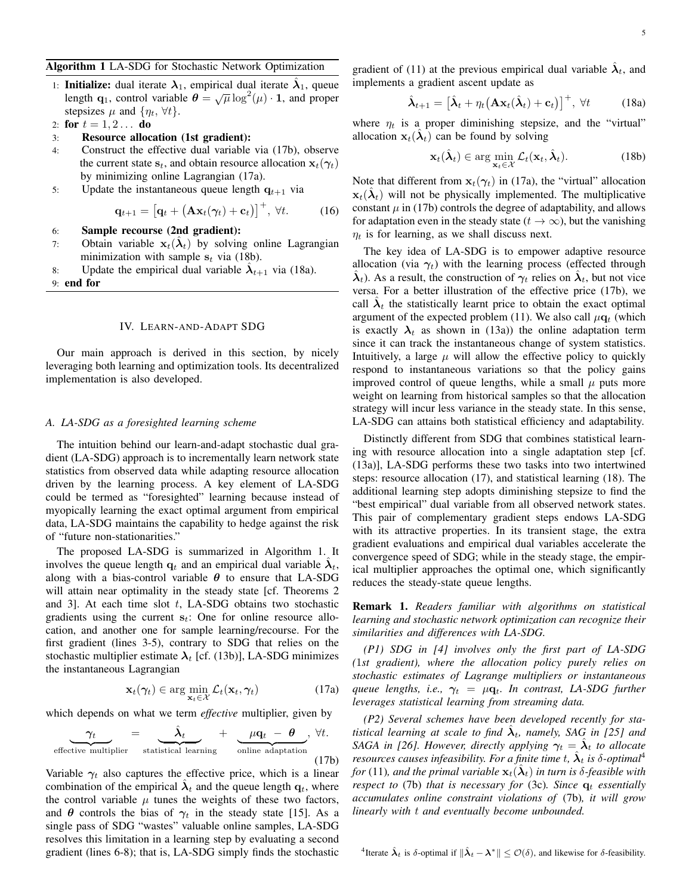**Algorithm 1** LA-SDG for Stochastic Network Optimization

1: **Initialize:** dual iterate $\boldsymbol{\lambda}_1$, empirical dual iterate $\hat{\boldsymbol{\lambda}}_1$, queue length $\mathbf{q}_1$, control variable $\boldsymbol{\theta} = \sqrt{\mu}\log^2(\mu)\cdot\mathbf{1}$, and proper stepsizes $\mu$ and $\{\eta_t, \forall t\}$.

2: **for** $t = 1, 2\dots$ **do**

3: **Resource allocation (1st gradient):**

4: Construct the effective dual variable via (17b), observe the current state $\mathbf{s}_t$, and obtain resource allocation $\mathbf{x}_t(\boldsymbol{\gamma}_t)$ by minimizing online Lagrangian (17a).

5: Update the instantaneous queue length $\mathbf{q}_{t+1}$ via

$$\mathbf{q}_{t+1} = \left[\mathbf{q}_t + \left(\mathbf{A}\mathbf{x}_t(\boldsymbol{\gamma}_t) + \mathbf{c}_t\right)\right]^+, \ \forall t. \tag{16}$$

6: **Sample recourse (2nd gradient):**

7: Obtain variable $\mathbf{x}_t(\hat{\boldsymbol{\lambda}}_t)$ by solving online Lagrangian minimization with sample $\mathbf{s}_t$ via (18b).

8: Update the empirical dual variable $\hat{\boldsymbol{\lambda}}_{t+1}$ via (18a).

9: **end for**

## IV. Learn-and-Adapt SDG

Our main approach is derived in this section, by nicely leveraging both learning and optimization tools. Its decentralized implementation is also developed.

### *A. LA-SDG as a foresighted learning scheme*

The intuition behind our learn-and-adapt stochastic dual gradient (LA-SDG) approach is to incrementally learn network state statistics from observed data while adapting resource allocation driven by the learning process. A key element of LA-SDG could be termed as "foresighted" learning because instead of myopically learning the exact optimal argument from empirical data, LA-SDG maintains the capability to hedge against the risk of "future non-stationarities."

The proposed LA-SDG is summarized in Algorithm 1. It involves the queue length $\mathbf{q}_t$ and an empirical dual variable $\hat{\boldsymbol{\lambda}}_t$, along with a bias-control variable $\boldsymbol{\theta}$ to ensure that LA-SDG will attain near optimality in the steady state [cf. Theorems 2 and 3]. At each time slot $t$, LA-SDG obtains two stochastic gradients using the current $\mathbf{s}_t$: One for online resource allocation, and another one for sample learning/recourse. For the first gradient (lines 3-5), contrary to SDG that relies on the stochastic multiplier estimate $\boldsymbol{\lambda}_t$ [cf. (13b)], LA-SDG minimizes the instantaneous Lagrangian

$$\mathbf{x}_t(\boldsymbol{\gamma}_t) \in \arg\min_{\mathbf{x}_t\in\mathcal{X}} \mathcal{L}_t(\mathbf{x}_t, \boldsymbol{\gamma}_t) \tag{17a}$$

which depends on what we term *effective* multiplier, given by

$$\underbrace{\boldsymbol{\gamma}_t}_{\text{effective multiplier}} = \underbrace{\hat{\boldsymbol{\lambda}}_t}_{\text{statistical learning}} + \underbrace{\mu\mathbf{q}_t - \boldsymbol{\theta}}_{\text{online adaptation}}, \ \forall t. \tag{17b}$$

Variable $\boldsymbol{\gamma}_t$ also captures the effective price, which is a linear combination of the empirical $\hat{\boldsymbol{\lambda}}_t$ and the queue length $\mathbf{q}_t$, where the control variable $\mu$ tunes the weights of these two factors, and $\boldsymbol{\theta}$ controls the bias of $\boldsymbol{\gamma}_t$ in the steady state [15]. As a single pass of SDG "wastes" valuable online samples, LA-SDG resolves this limitation in a learning step by evaluating a second gradient (lines 6-8); that is, LA-SDG simply finds the stochastic gradient of (11) at the previous empirical dual variable $\hat{\boldsymbol{\lambda}}_t$, and implements a gradient ascent update as

$$\hat{\boldsymbol{\lambda}}_{t+1} = \left[\hat{\boldsymbol{\lambda}}_t + \eta_t\left(\mathbf{A}\mathbf{x}_t(\hat{\boldsymbol{\lambda}}_t) + \mathbf{c}_t\right)\right]^+, \ \forall t \tag{18a}$$

where $\eta_t$ is a proper diminishing stepsize, and the "virtual" allocation $\mathbf{x}_t(\hat{\boldsymbol{\lambda}}_t)$ can be found by solving

$$\mathbf{x}_t(\hat{\boldsymbol{\lambda}}_t) \in \arg\min_{\mathbf{x}_t\in\mathcal{X}} \mathcal{L}_t(\mathbf{x}_t, \hat{\boldsymbol{\lambda}}_t). \tag{18b}$$

Note that different from $\mathbf{x}_t(\boldsymbol{\gamma}_t)$ in (17a), the "virtual" allocation $\mathbf{x}_t(\hat{\boldsymbol{\lambda}}_t)$ will not be physically implemented. The multiplicative constant $\mu$ in (17b) controls the degree of adaptability, and allows for adaptation even in the steady state ($t\to\infty$), but the vanishing $\eta_t$ is for learning, as we shall discuss next.

The key idea of LA-SDG is to empower adaptive resource allocation (via $\boldsymbol{\gamma}_t$) with the learning process (effected through $\hat{\boldsymbol{\lambda}}_t$). As a result, the construction of $\boldsymbol{\gamma}_t$ relies on $\hat{\boldsymbol{\lambda}}_t$, but not vice versa. For a better illustration of the effective price (17b), we call $\hat{\boldsymbol{\lambda}}_t$ the statistically learnt price to obtain the exact optimal argument of the expected problem (11). We also call $\mu\mathbf{q}_t$ (which is exactly $\boldsymbol{\lambda}_t$ as shown in (13a)) the online adaptation term since it can track the instantaneous change of system statistics. Intuitively, a large $\mu$ will allow the effective policy to quickly respond to instantaneous variations so that the policy gains improved control of queue lengths, while a small $\mu$ puts more weight on learning from historical samples so that the allocation strategy will incur less variance in the steady state. In this sense, LA-SDG can attains both statistical efficiency and adaptability.

Distinctly different from SDG that combines statistical learning with resource allocation into a single adaptation step [cf. (13a)], LA-SDG performs these two tasks into two intertwined steps: resource allocation (17), and statistical learning (18). The additional learning step adopts diminishing stepsize to find the "best empirical" dual variable from all observed network states. This pair of complementary gradient steps endows LA-SDG with its attractive properties. In its transient stage, the extra gradient evaluations and empirical dual variables accelerate the convergence speed of SDG; while in the steady stage, the empirical multiplier approaches the optimal one, which significantly reduces the steady-state queue lengths.

**Remark 1.** *Readers familiar with algorithms on statistical learning and stochastic network optimization can recognize their similarities and differences with LA-SDG.*

*(P1) SDG in [4] involves only the first part of LA-SDG (1st gradient), where the allocation policy purely relies on stochastic estimates of Lagrange multipliers or instantaneous queue lengths, i.e.,* $\boldsymbol{\gamma}_t = \mu\mathbf{q}_t$*. In contrast, LA-SDG further leverages statistical learning from streaming data.*

*(P2) Several schemes have been developed recently for statistical learning at scale to find* $\hat{\boldsymbol{\lambda}}_t$*, namely, SAG in [25] and SAGA in [26]. However, directly applying* $\boldsymbol{\gamma}_t = \hat{\boldsymbol{\lambda}}_t$ *to allocate resources causes infeasibility. For a finite time* $t$*,* $\hat{\boldsymbol{\lambda}}_t$ *is* $\delta$*-optimal*[4] *for* (11)*, and the primal variable* $\mathbf{x}_t(\hat{\boldsymbol{\lambda}}_t)$ *in turn is* $\delta$*-feasible with respect to* (7b) *that is necessary for* (3c)*. Since* $\mathbf{q}_t$ *essentially accumulates online constraint violations of* (7b)*, it will grow linearly with* $t$ *and eventually become unbounded.*

[4] Iterate $\hat{\boldsymbol{\lambda}}_t$ is $\delta$-optimal if $\|\hat{\boldsymbol{\lambda}}_t - \boldsymbol{\lambda}^*\| \leq \mathcal{O}(\delta)$, and likewise for $\delta$-feasibility.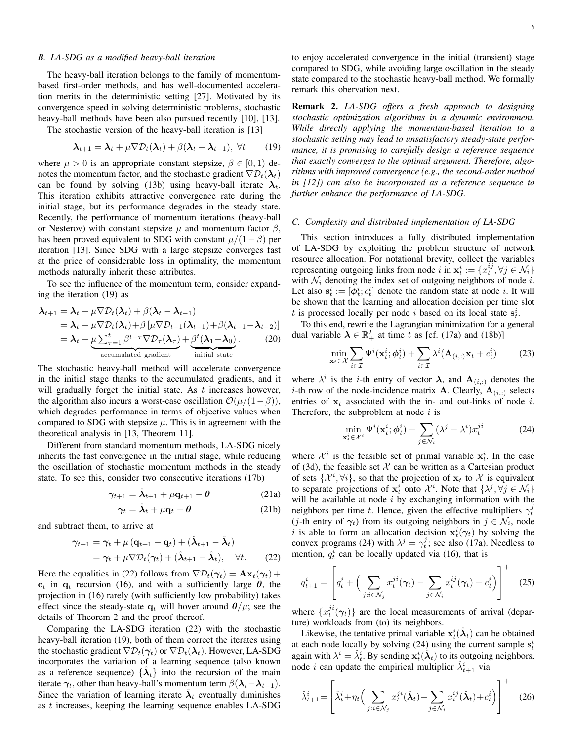### B. LA-SDG as a modified heavy-ball iteration

The heavy-ball iteration belongs to the family of momentum-based first-order methods, and has well-documented acceleration merits in the deterministic setting [27]. Motivated by its convergence speed in solving deterministic problems, stochastic heavy-ball methods have been also pursued recently [10], [13].

The stochastic version of the heavy-ball iteration is [13]

$$\boldsymbol{\lambda}_{t+1} = \boldsymbol{\lambda}_t + \mu \nabla \mathcal{D}_t(\boldsymbol{\lambda}_t) + \beta(\boldsymbol{\lambda}_t - \boldsymbol{\lambda}_{t-1}),\ \forall t \tag{19}$$

where $\mu > 0$ is an appropriate constant stepsize, $\beta \in [0, 1)$ denotes the momentum factor, and the stochastic gradient $\nabla \mathcal{D}_t(\boldsymbol{\lambda}_t)$ can be found by solving (13b) using heavy-ball iterate $\boldsymbol{\lambda}_t$. This iteration exhibits attractive convergence rate during the initial stage, but its performance degrades in the steady state. Recently, the performance of momentum iterations (heavy-ball or Nesterov) with constant stepsize $\mu$ and momentum factor $\beta$, has been proved equivalent to SDG with constant $\mu/(1-\beta)$ per iteration [13]. Since SDG with a large stepsize converges fast at the price of considerable loss in optimality, the momentum methods naturally inherit these attributes.

To see the influence of the momentum term, consider expanding the iteration (19) as

$$\begin{aligned}
\boldsymbol{\lambda}_{t+1} &= \boldsymbol{\lambda}_t + \mu \nabla \mathcal{D}_t(\boldsymbol{\lambda}_t) + \beta(\boldsymbol{\lambda}_t - \boldsymbol{\lambda}_{t-1}) \\
&= \boldsymbol{\lambda}_t + \mu \nabla \mathcal{D}_t(\boldsymbol{\lambda}_t) + \beta\left[\mu \nabla \mathcal{D}_{t-1}(\boldsymbol{\lambda}_{t-1}) + \beta(\boldsymbol{\lambda}_{t-1} - \boldsymbol{\lambda}_{t-2})\right] \\
&= \boldsymbol{\lambda}_t + \underbrace{\mu \textstyle\sum_{\tau=1}^{t} \beta^{t-\tau} \nabla \mathcal{D}_\tau(\boldsymbol{\lambda}_\tau)}_{\text{accumulated gradient}} + \underbrace{\beta^t(\boldsymbol{\lambda}_1 - \boldsymbol{\lambda}_0)}_{\text{initial state}}.
\end{aligned} \tag{20}$$

The stochastic heavy-ball method will accelerate convergence in the initial stage thanks to the accumulated gradients, and it will gradually forget the initial state. As $t$ increases however, the algorithm also incurs a worst-case oscillation $\mathcal{O}(\mu/(1-\beta))$, which degrades performance in terms of objective values when compared to SDG with stepsize $\mu$. This is in agreement with the theoretical analysis in [13, Theorem 11].

Different from standard momentum methods, LA-SDG nicely inherits the fast convergence in the initial stage, while reducing the oscillation of stochastic momentum methods in the steady state. To see this, consider two consecutive iterations (17b)

$$\boldsymbol{\gamma}_{t+1} = \hat{\boldsymbol{\lambda}}_{t+1} + \mu \mathbf{q}_{t+1} - \boldsymbol{\theta} \tag{21a}$$

$$\boldsymbol{\gamma}_t = \hat{\boldsymbol{\lambda}}_t + \mu \mathbf{q}_t - \boldsymbol{\theta} \tag{21b}$$

and subtract them, to arrive at

$$\begin{aligned}
\boldsymbol{\gamma}_{t+1} &= \boldsymbol{\gamma}_t + \mu\left(\mathbf{q}_{t+1} - \mathbf{q}_t\right) + (\hat{\boldsymbol{\lambda}}_{t+1} - \hat{\boldsymbol{\lambda}}_t) \\
&= \boldsymbol{\gamma}_t + \mu \nabla \mathcal{D}_t(\boldsymbol{\gamma}_t) + (\hat{\boldsymbol{\lambda}}_{t+1} - \hat{\boldsymbol{\lambda}}_t), \quad \forall t.
\end{aligned} \tag{22}$$

Here the equalities in (22) follows from $\nabla \mathcal{D}_t(\boldsymbol{\gamma}_t) = \mathbf{A}\mathbf{x}_t(\boldsymbol{\gamma}_t) + \mathbf{c}_t$ in $\mathbf{q}_t$ recursion (16), and with a sufficiently large $\boldsymbol{\theta}$, the projection in (16) rarely (with sufficiently low probability) takes effect since the steady-state $\mathbf{q}_t$ will hover around $\boldsymbol{\theta}/\mu$; see the details of Theorem 2 and the proof thereof.

Comparing the LA-SDG iteration (22) with the stochastic heavy-ball iteration (19), both of them correct the iterates using the stochastic gradient $\nabla \mathcal{D}_t(\boldsymbol{\gamma}_t)$ or $\nabla \mathcal{D}_t(\boldsymbol{\lambda}_t)$. However, LA-SDG incorporates the variation of a learning sequence (also known as a reference sequence) $\{\hat{\boldsymbol{\lambda}}_t\}$ into the recursion of the main iterate $\boldsymbol{\gamma}_t$, other than heavy-ball's momentum term $\beta(\boldsymbol{\lambda}_t - \boldsymbol{\lambda}_{t-1})$. Since the variation of learning iterate $\hat{\boldsymbol{\lambda}}_t$ eventually diminishes as $t$ increases, keeping the learning sequence enables LA-SDG to enjoy accelerated convergence in the initial (transient) stage compared to SDG, while avoiding large oscillation in the steady state compared to the stochastic heavy-ball method. We formally remark this observation next.

**Remark 2.** *LA-SDG offers a fresh approach to designing stochastic optimization algorithms in a dynamic environment. While directly applying the momentum-based iteration to a stochastic setting may lead to unsatisfactory steady-state performance, it is promising to carefully design a reference sequence that exactly converges to the optimal argument. Therefore, algorithms with improved convergence (e.g., the second-order method in [12]) can also be incorporated as a reference sequence to further enhance the performance of LA-SDG.*

### C. Complexity and distributed implementation of LA-SDG

This section introduces a fully distributed implementation of LA-SDG by exploiting the problem structure of network resource allocation. For notational brevity, collect the variables representing outgoing links from node $i$ in $\mathbf{x}_t^i := \{x_t^{ij}, \forall j \in \mathcal{N}_i\}$ with $\mathcal{N}_i$ denoting the index set of outgoing neighbors of node $i$. Let also $\mathbf{s}_t^i := [\boldsymbol{\phi}_t^i; c_t^i]$ denote the random state at node $i$. It will be shown that the learning and allocation decision per time slot $t$ is processed locally per node $i$ based on its local state $\mathbf{s}_t^i$.

To this end, rewrite the Lagrangian minimization for a general dual variable $\boldsymbol{\lambda} \in \mathbb{R}_+^I$ at time $t$ as [cf. (17a) and (18b)]

$$\min_{\mathbf{x}_t \in \mathcal{X}} \sum_{i \in \mathcal{I}} \Psi^i(\mathbf{x}_t^i; \boldsymbol{\phi}_t^i) + \sum_{i \in \mathcal{I}} \lambda^i(\mathbf{A}_{(i,:)}\mathbf{x}_t + c_t^i) \tag{23}$$

where $\lambda^i$ is the $i$-th entry of vector $\boldsymbol{\lambda}$, and $\mathbf{A}_{(i,:)}$ denotes the $i$-th row of the node-incidence matrix $\mathbf{A}$. Clearly, $\mathbf{A}_{(i,:)}$ selects entries of $\mathbf{x}_t$ associated with the in- and out-links of node $i$. Therefore, the subproblem at node $i$ is

$$\min_{\mathbf{x}_t^i \in \mathcal{X}^i} \Psi^i(\mathbf{x}_t^i; \boldsymbol{\phi}_t^i) + \sum_{j \in \mathcal{N}_i} (\lambda^j - \lambda^i) x_t^{ji} \tag{24}$$

where $\mathcal{X}^i$ is the feasible set of primal variable $\mathbf{x}_t^i$. In the case of (3d), the feasible set $\mathcal{X}$ can be written as a Cartesian product of sets $\{\mathcal{X}^i, \forall i\}$, so that the projection of $\mathbf{x}_t$ to $\mathcal{X}$ is equivalent to separate projections of $\mathbf{x}_t^i$ onto $\mathcal{X}^i$. Note that $\{\lambda^j, \forall j \in \mathcal{N}_i\}$ will be available at node $i$ by exchanging information with the neighbors per time $t$. Hence, given the effective multipliers $\gamma_t^j$ ($j$-th entry of $\boldsymbol{\gamma}_t$) from its outgoing neighbors in $j \in \mathcal{N}_i$, node $i$ is able to form an allocation decision $\mathbf{x}_t^i(\boldsymbol{\gamma}_t)$ by solving the convex programs (24) with $\lambda^j = \gamma_t^j$; see also (17a). Needless to mention, $q_t^i$ can be locally updated via (16), that is

$$q_{t+1}^i = \left[q_t^i + \Big(\sum_{j: i \in \mathcal{N}_j} x_t^{ji}(\boldsymbol{\gamma}_t) - \sum_{j \in \mathcal{N}_i} x_t^{ij}(\boldsymbol{\gamma}_t) + c_t^i\Big)\right]^+ \tag{25}$$

where $\{x_t^{ji}(\boldsymbol{\gamma}_t)\}$ are the local measurements of arrival (departure) workloads from (to) its neighbors.

Likewise, the tentative primal variable $\mathbf{x}_t^i(\hat{\boldsymbol{\lambda}}_t)$ can be obtained at each node locally by solving (24) using the current sample $\mathbf{s}_t^i$ again with $\lambda^i = \hat{\lambda}_t^i$. By sending $\mathbf{x}_t^i(\hat{\boldsymbol{\lambda}}_t)$ to its outgoing neighbors, node $i$ can update the empirical multiplier $\hat{\lambda}_{t+1}^i$ via

$$\hat{\lambda}_{t+1}^i = \left[\hat{\lambda}_t^i + \eta_t \Big(\sum_{j: i \in \mathcal{N}_j} x_t^{ji}(\hat{\boldsymbol{\lambda}}_t) - \sum_{j \in \mathcal{N}_i} x_t^{ij}(\hat{\boldsymbol{\lambda}}_t) + c_t^i\Big)\right]^+ \tag{26}$$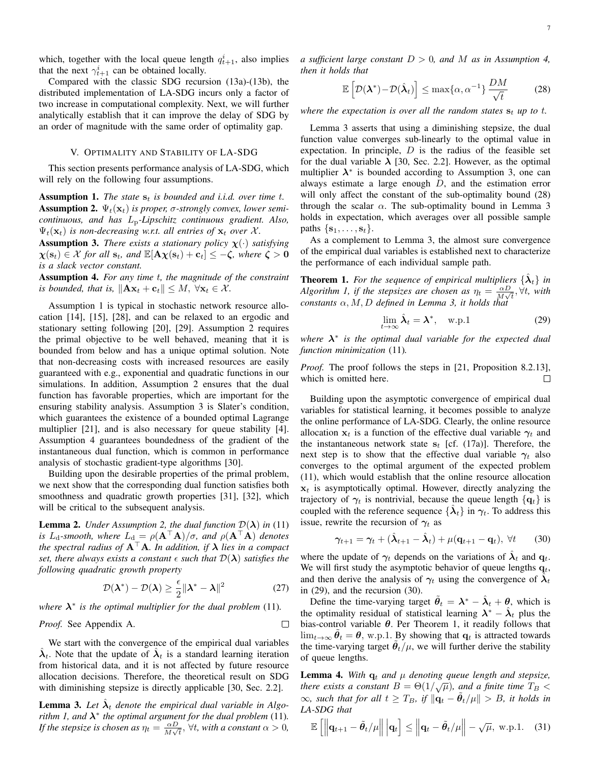which, together with the local queue length $q_{t+1}^i$, also implies that the next $\gamma_{t+1}^i$ can be obtained locally.

Compared with the classic SDG recursion (13a)-(13b), the distributed implementation of LA-SDG incurs only a factor of two increase in computational complexity. Next, we will further analytically establish that it can improve the delay of SDG by an order of magnitude with the same order of optimality gap.

## V. Optimality and Stability of LA-SDG

This section presents performance analysis of LA-SDG, which will rely on the following four assumptions.

**Assumption 1.** *The state $\mathbf{s}_t$ is bounded and i.i.d. over time $t$.*

**Assumption 2.** *$\Psi_t(\mathbf{x}_t)$ is proper, $\sigma$-strongly convex, lower semi-continuous, and has $L_{\rm p}$-Lipschitz continuous gradient. Also, $\Psi_t(\mathbf{x}_t)$ is non-decreasing w.r.t. all entries of $\mathbf{x}_t$ over $\mathcal{X}$.*

**Assumption 3.** *There exists a stationary policy $\boldsymbol{\chi}(\cdot)$ satisfying $\boldsymbol{\chi}(\mathbf{s}_t) \in \mathcal{X}$ for all $\mathbf{s}_t$, and $\mathbb{E}[\mathbf{A}\boldsymbol{\chi}(\mathbf{s}_t) + \mathbf{c}_t] \leq -\boldsymbol{\zeta}$, where $\boldsymbol{\zeta} > \mathbf{0}$ is a slack vector constant.*

**Assumption 4.** *For any time $t$, the magnitude of the constraint is bounded, that is, $\|\mathbf{A}\mathbf{x}_t + \mathbf{c}_t\| \leq M$, $\forall \mathbf{x}_t \in \mathcal{X}$.*

Assumption 1 is typical in stochastic network resource allocation [14], [15], [28], and can be relaxed to an ergodic and stationary setting following [20], [29]. Assumption 2 requires the primal objective to be well behaved, meaning that it is bounded from below and has a unique optimal solution. Note that non-decreasing costs with increased resources are easily guaranteed with e.g., exponential and quadratic functions in our simulations. In addition, Assumption 2 ensures that the dual function has favorable properties, which are important for the ensuring stability analysis. Assumption 3 is Slater's condition, which guarantees the existence of a bounded optimal Lagrange multiplier [21], and is also necessary for queue stability [4]. Assumption 4 guarantees boundedness of the gradient of the instantaneous dual function, which is common in performance analysis of stochastic gradient-type algorithms [30].

Building upon the desirable properties of the primal problem, we next show that the corresponding dual function satisfies both smoothness and quadratic growth properties [31], [32], which will be critical to the subsequent analysis.

**Lemma 2.** *Under Assumption 2, the dual function $\mathcal{D}(\boldsymbol{\lambda})$ in (11) is $L_{\rm d}$-smooth, where $L_{\rm d} = \rho(\mathbf{A}^\top\mathbf{A})/\sigma$, and $\rho(\mathbf{A}^\top\mathbf{A})$ denotes the spectral radius of $\mathbf{A}^\top\mathbf{A}$. In addition, if $\boldsymbol{\lambda}$ lies in a compact set, there always exists a constant $\epsilon$ such that $\mathcal{D}(\boldsymbol{\lambda})$ satisfies the following quadratic growth property*

$$\mathcal{D}(\boldsymbol{\lambda}^*) - \mathcal{D}(\boldsymbol{\lambda}) \geq \frac{\epsilon}{2}\|\boldsymbol{\lambda}^* - \boldsymbol{\lambda}\|^2 \tag{27}$$

*where $\boldsymbol{\lambda}^*$ is the optimal multiplier for the dual problem (11).*

*Proof.* See Appendix A. ∎

We start with the convergence of the empirical dual variables $\hat{\boldsymbol{\lambda}}_t$. Note that the update of $\hat{\boldsymbol{\lambda}}_t$ is a standard learning iteration from historical data, and it is not affected by future resource allocation decisions. Therefore, the theoretical result on SDG with diminishing stepsize is directly applicable [30, Sec. 2.2].

**Lemma 3.** *Let $\hat{\boldsymbol{\lambda}}_t$ denote the empirical dual variable in Algorithm 1, and $\boldsymbol{\lambda}^*$ the optimal argument for the dual problem (11). If the stepsize is chosen as $\eta_t = \frac{\alpha D}{M\sqrt{t}}$, $\forall t$, with a constant $\alpha > 0$, a sufficient large constant $D > 0$, and $M$ as in Assumption 4, then it holds that*

$$\mathbb{E}\left[\mathcal{D}(\boldsymbol{\lambda}^*) - \mathcal{D}(\hat{\boldsymbol{\lambda}}_t)\right] \leq \max\{\alpha, \alpha^{-1}\}\frac{DM}{\sqrt{t}} \tag{28}$$

*where the expectation is over all the random states $\mathbf{s}_t$ up to $t$.*

Lemma 3 asserts that using a diminishing stepsize, the dual function value converges sub-linearly to the optimal value in expectation. In principle, $D$ is the radius of the feasible set for the dual variable $\boldsymbol{\lambda}$ [30, Sec. 2.2]. However, as the optimal multiplier $\boldsymbol{\lambda}^*$ is bounded according to Assumption 3, one can always estimate a large enough $D$, and the estimation error will only affect the constant of the sub-optimality bound (28) through the scalar $\alpha$. The sub-optimality bound in Lemma 3 holds in expectation, which averages over all possible sample paths $\{\mathbf{s}_1, \ldots, \mathbf{s}_t\}$.

As a complement to Lemma 3, the almost sure convergence of the empirical dual variables is established next to characterize the performance of each individual sample path.

**Theorem 1.** *For the sequence of empirical multipliers $\{\hat{\boldsymbol{\lambda}}_t\}$ in Algorithm 1, if the stepsizes are chosen as $\eta_t = \frac{\alpha D}{M\sqrt{t}}$, $\forall t$, with constants $\alpha, M, D$ defined in Lemma 3, it holds that*

$$\lim_{t\to\infty} \hat{\boldsymbol{\lambda}}_t = \boldsymbol{\lambda}^*, \quad \text{w.p.1} \tag{29}$$

*where $\boldsymbol{\lambda}^*$ is the optimal dual variable for the expected dual function minimization (11).*

*Proof.* The proof follows the steps in [21, Proposition 8.2.13], which is omitted here. ∎

Building upon the asymptotic convergence of empirical dual variables for statistical learning, it becomes possible to analyze the online performance of LA-SDG. Clearly, the online resource allocation $\mathbf{x}_t$ is a function of the effective dual variable $\boldsymbol{\gamma}_t$ and the instantaneous network state $\mathbf{s}_t$ [cf. (17a)]. Therefore, the next step is to show that the effective dual variable $\boldsymbol{\gamma}_t$ also converges to the optimal argument of the expected problem (11), which would establish that the online resource allocation $\mathbf{x}_t$ is asymptotically optimal. However, directly analyzing the trajectory of $\boldsymbol{\gamma}_t$ is nontrivial, because the queue length $\{\mathbf{q}_t\}$ is coupled with the reference sequence $\{\hat{\boldsymbol{\lambda}}_t\}$ in $\boldsymbol{\gamma}_t$. To address this issue, rewrite the recursion of $\boldsymbol{\gamma}_t$ as

$$\boldsymbol{\gamma}_{t+1} = \boldsymbol{\gamma}_t + (\hat{\boldsymbol{\lambda}}_{t+1} - \hat{\boldsymbol{\lambda}}_t) + \mu(\mathbf{q}_{t+1} - \mathbf{q}_t), \ \forall t \tag{30}$$

where the update of $\boldsymbol{\gamma}_t$ depends on the variations of $\hat{\boldsymbol{\lambda}}_t$ and $\mathbf{q}_t$. We will first study the asymptotic behavior of queue lengths $\mathbf{q}_t$, and then derive the analysis of $\boldsymbol{\gamma}_t$ using the convergence of $\hat{\boldsymbol{\lambda}}_t$ in (29), and the recursion (30).

Define the time-varying target $\tilde{\boldsymbol{\theta}}_t = \boldsymbol{\lambda}^* - \hat{\boldsymbol{\lambda}}_t + \boldsymbol{\theta}$, which is the optimality residual of statistical learning $\boldsymbol{\lambda}^* - \hat{\boldsymbol{\lambda}}_t$ plus the bias-control variable $\boldsymbol{\theta}$. Per Theorem 1, it readily follows that $\lim_{t\to\infty} \tilde{\boldsymbol{\theta}}_t = \boldsymbol{\theta}$, w.p.1. By showing that $\mathbf{q}_t$ is attracted towards the time-varying target $\tilde{\boldsymbol{\theta}}_t/\mu$, we will further derive the stability of queue lengths.

**Lemma 4.** *With $\mathbf{q}_t$ and $\mu$ denoting queue length and stepsize, there exists a constant $B = \Theta(1/\sqrt{\mu})$, and a finite time $T_B < \infty$, such that for all $t \geq T_B$, if $\|\mathbf{q}_t - \tilde{\boldsymbol{\theta}}_t/\mu\| > B$, it holds in LA-SDG that*

$$\mathbb{E}\left[\left\|\mathbf{q}_{t+1} - \tilde{\boldsymbol{\theta}}_t/\mu\right\| \Big| \mathbf{q}_t\right] \leq \left\|\mathbf{q}_t - \tilde{\boldsymbol{\theta}}_t/\mu\right\| - \sqrt{\mu}, \text{ w.p.1.} \tag{31}$$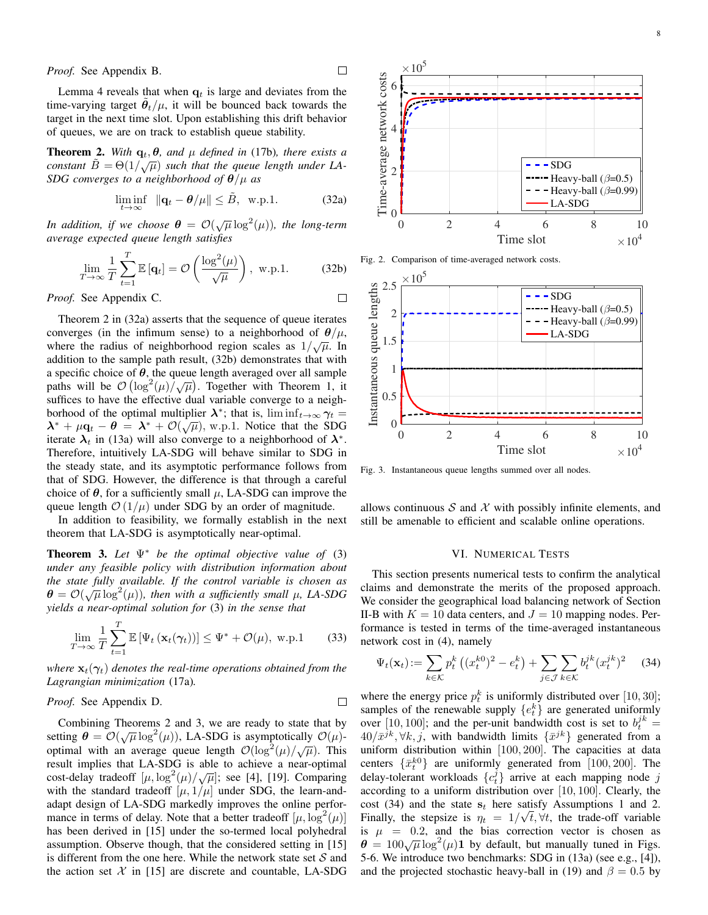*Proof.* See Appendix B. □

Lemma 4 reveals that when $\mathbf{q}_t$ is large and deviates from the time-varying target $\tilde{\boldsymbol{\theta}}_t/\mu$, it will be bounced back towards the target in the next time slot. Upon establishing this drift behavior of queues, we are on track to establish queue stability.

**Theorem 2.** *With $\mathbf{q}_t, \boldsymbol{\theta}$, and $\mu$ defined in* (17b)*, there exists a constant $\tilde{B} = \Theta(1/\sqrt{\mu})$ such that the queue length under LA-SDG converges to a neighborhood of $\boldsymbol{\theta}/\mu$ as*

$$\liminf_{t\to\infty} \ \|\mathbf{q}_t - \boldsymbol{\theta}/\mu\| \leq \tilde{B}, \ \text{ w.p.1.} \tag{32a}$$

*In addition, if we choose $\boldsymbol{\theta} = \mathcal{O}(\sqrt{\mu}\log^2(\mu))$, the long-term average expected queue length satisfies*

$$\lim_{T\to\infty} \frac{1}{T}\sum_{t=1}^{T} \mathbb{E}\left[\mathbf{q}_t\right] = \mathcal{O}\left(\frac{\log^2(\mu)}{\sqrt{\mu}}\right), \ \text{ w.p.1.} \tag{32b}$$

*Proof.* See Appendix C. □

Theorem 2 in (32a) asserts that the sequence of queue iterates converges (in the infimum sense) to a neighborhood of $\boldsymbol{\theta}/\mu$, where the radius of neighborhood region scales as $1/\sqrt{\mu}$. In addition to the sample path result, (32b) demonstrates that with a specific choice of $\boldsymbol{\theta}$, the queue length averaged over all sample paths will be $\mathcal{O}\left(\log^2(\mu)/\sqrt{\mu}\right)$. Together with Theorem 1, it suffices to have the effective dual variable converge to a neighborhood of the optimal multiplier $\boldsymbol{\lambda}^*$; that is, $\liminf_{t\to\infty} \boldsymbol{\gamma}_t = \boldsymbol{\lambda}^* + \mu\mathbf{q}_t - \boldsymbol{\theta} = \boldsymbol{\lambda}^* + \mathcal{O}(\sqrt{\mu})$, w.p.1. Notice that the SDG iterate $\boldsymbol{\lambda}_t$ in (13a) will also converge to a neighborhood of $\boldsymbol{\lambda}^*$. Therefore, intuitively LA-SDG will behave similar to SDG in the steady state, and its asymptotic performance follows from that of SDG. However, the difference is that through a careful choice of $\boldsymbol{\theta}$, for a sufficiently small $\mu$, LA-SDG can improve the queue length $\mathcal{O}\left(1/\mu\right)$ under SDG by an order of magnitude.

In addition to feasibility, we formally establish in the next theorem that LA-SDG is asymptotically near-optimal.

**Theorem 3.** *Let $\Psi^*$ be the optimal objective value of* (3) *under any feasible policy with distribution information about the state fully available. If the control variable is chosen as $\boldsymbol{\theta} = \mathcal{O}(\sqrt{\mu}\log^2(\mu))$, then with a sufficiently small $\mu$, LA-SDG yields a near-optimal solution for* (3) *in the sense that*

$$\lim_{T\to\infty} \frac{1}{T}\sum_{t=1}^{T} \mathbb{E}\left[\Psi_t\left(\mathbf{x}_t(\boldsymbol{\gamma}_t)\right)\right] \leq \Psi^* + \mathcal{O}(\mu), \ \text{w.p.1} \tag{33}$$

*where $\mathbf{x}_t(\boldsymbol{\gamma}_t)$ denotes the real-time operations obtained from the Lagrangian minimization* (17a)*.*

*Proof.* See Appendix D. □

Combining Theorems 2 and 3, we are ready to state that by setting $\boldsymbol{\theta} = \mathcal{O}(\sqrt{\mu}\log^2(\mu))$, LA-SDG is asymptotically $\mathcal{O}(\mu)$-optimal with an average queue length $\mathcal{O}(\log^2(\mu)/\sqrt{\mu})$. This result implies that LA-SDG is able to achieve a near-optimal cost-delay tradeoff $[\mu, \log^2(\mu)/\sqrt{\mu}]$; see [4], [19]. Comparing with the standard tradeoff $[\mu, 1/\mu]$ under SDG, the learn-and-adapt design of LA-SDG markedly improves the online performance in terms of delay. Note that a better tradeoff $[\mu, \log^2(\mu)]$ has been derived in [15] under the so-termed local polyhedral assumption. Observe though, that the considered setting in [15] is different from the one here. While the network state set $\mathcal{S}$ and the action set $\mathcal{X}$ in [15] are discrete and countable, LA-SDG allows continuous $\mathcal{S}$ and $\mathcal{X}$ with possibly infinite elements, and still be amenable to efficient and scalable online operations.

Fig. 2. Comparison of time-averaged network costs.

Fig. 3. Instantaneous queue lengths summed over all nodes.

## VI. Numerical Tests

This section presents numerical tests to confirm the analytical claims and demonstrate the merits of the proposed approach. We consider the geographical load balancing network of Section II-B with $K = 10$ data centers, and $J = 10$ mapping nodes. Performance is tested in terms of the time-averaged instantaneous network cost in (4), namely

$$\Psi_t(\mathbf{x}_t) := \sum_{k\in\mathcal{K}} p_t^k\left((x_t^{k0})^2 - e_t^k\right) + \sum_{j\in\mathcal{J}}\sum_{k\in\mathcal{K}} b_t^{jk}(x_t^{jk})^2 \tag{34}$$

where the energy price $p_t^k$ is uniformly distributed over $[10, 30]$; samples of the renewable supply $\{e_t^k\}$ are generated uniformly over $[10, 100]$; and the per-unit bandwidth cost is set to $b_t^{jk} = 40/\bar{x}^{jk}, \forall k, j$, with bandwidth limits $\{\bar{x}^{jk}\}$ generated from a uniform distribution within $[100, 200]$. The capacities at data centers $\{\bar{x}_t^{k0}\}$ are uniformly generated from $[100, 200]$. The delay-tolerant workloads $\{c_t^j\}$ arrive at each mapping node $j$ according to a uniform distribution over $[10, 100]$. Clearly, the cost (34) and the state $\mathbf{s}_t$ here satisfy Assumptions 1 and 2. Finally, the stepsize is $\eta_t = 1/\sqrt{t}, \forall t$, the trade-off variable is $\mu = 0.2$, and the bias correction vector is chosen as $\boldsymbol{\theta} = 100\sqrt{\mu}\log^2(\mu)\mathbf{1}$ by default, but manually tuned in Figs. 5-6. We introduce two benchmarks: SDG in (13a) (see e.g., [4]), and the projected stochastic heavy-ball in (19) and $\beta = 0.5$ by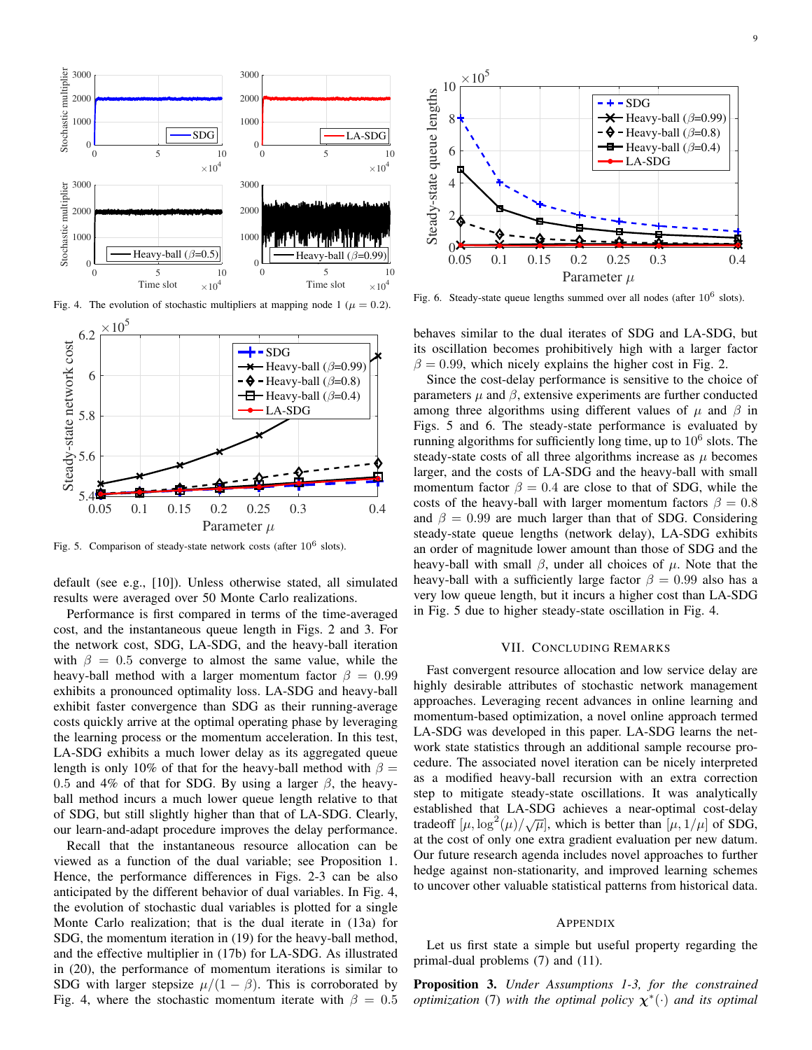Fig. 4. The evolution of stochastic multipliers at mapping node 1 ($\mu = 0.2$).

Fig. 5. Comparison of steady-state network costs (after $10^6$ slots).

default (see e.g., [10]). Unless otherwise stated, all simulated results were averaged over 50 Monte Carlo realizations.

Performance is first compared in terms of the time-averaged cost, and the instantaneous queue length in Figs. 2 and 3. For the network cost, SDG, LA-SDG, and the heavy-ball iteration with $\beta = 0.5$ converge to almost the same value, while the heavy-ball method with a larger momentum factor $\beta = 0.99$ exhibits a pronounced optimality loss. LA-SDG and heavy-ball exhibit faster convergence than SDG as their running-average costs quickly arrive at the optimal operating phase by leveraging the learning process or the momentum acceleration. In this test, LA-SDG exhibits a much lower delay as its aggregated queue length is only 10% of that for the heavy-ball method with $\beta = 0.5$ and 4% of that for SDG. By using a larger $\beta$, the heavy-ball method incurs a much lower queue length relative to that of SDG, but still slightly higher than that of LA-SDG. Clearly, our learn-and-adapt procedure improves the delay performance.

Recall that the instantaneous resource allocation can be viewed as a function of the dual variable; see Proposition 1. Hence, the performance differences in Figs. 2-3 can be also anticipated by the different behavior of dual variables. In Fig. 4, the evolution of stochastic dual variables is plotted for a single Monte Carlo realization; that is the dual iterate in (13a) for SDG, the momentum iteration in (19) for the heavy-ball method, and the effective multiplier in (17b) for LA-SDG. As illustrated in (20), the performance of momentum iterations is similar to SDG with larger stepsize $\mu/(1-\beta)$. This is corroborated by Fig. 4, where the stochastic momentum iterate with $\beta = 0.5$ behaves similar to the dual iterates of SDG and LA-SDG, but its oscillation becomes prohibitively high with a larger factor $\beta = 0.99$, which nicely explains the higher cost in Fig. 2.

Fig. 6. Steady-state queue lengths summed over all nodes (after $10^6$ slots).

Since the cost-delay performance is sensitive to the choice of parameters $\mu$ and $\beta$, extensive experiments are further conducted among three algorithms using different values of $\mu$ and $\beta$ in Figs. 5 and 6. The steady-state performance is evaluated by running algorithms for sufficiently long time, up to $10^6$ slots. The steady-state costs of all three algorithms increase as $\mu$ becomes larger, and the costs of LA-SDG and the heavy-ball with small momentum factor $\beta = 0.4$ are close to that of SDG, while the costs of the heavy-ball with larger momentum factors $\beta = 0.8$ and $\beta = 0.99$ are much larger than that of SDG. Considering steady-state queue lengths (network delay), LA-SDG exhibits an order of magnitude lower amount than those of SDG and the heavy-ball with small $\beta$, under all choices of $\mu$. Note that the heavy-ball with a sufficiently large factor $\beta = 0.99$ also has a very low queue length, but it incurs a higher cost than LA-SDG in Fig. 5 due to higher steady-state oscillation in Fig. 4.

## VII. Concluding Remarks

Fast convergent resource allocation and low service delay are highly desirable attributes of stochastic network management approaches. Leveraging recent advances in online learning and momentum-based optimization, a novel online approach termed LA-SDG was developed in this paper. LA-SDG learns the network state statistics through an additional sample recourse procedure. The associated novel iteration can be nicely interpreted as a modified heavy-ball recursion with an extra correction step to mitigate steady-state oscillations. It was analytically established that LA-SDG achieves a near-optimal cost-delay tradeoff $[\mu, \log^2(\mu)/\sqrt{\mu}]$, which is better than $[\mu, 1/\mu]$ of SDG, at the cost of only one extra gradient evaluation per new datum. Our future research agenda includes novel approaches to further hedge against non-stationarity, and improved learning schemes to uncover other valuable statistical patterns from historical data.

## Appendix

Let us first state a simple but useful property regarding the primal-dual problems (7) and (11).

**Proposition 3.** *Under Assumptions 1-3, for the constrained optimization* (7) *with the optimal policy* $\boldsymbol{\chi}^*(\cdot)$ *and its optimal*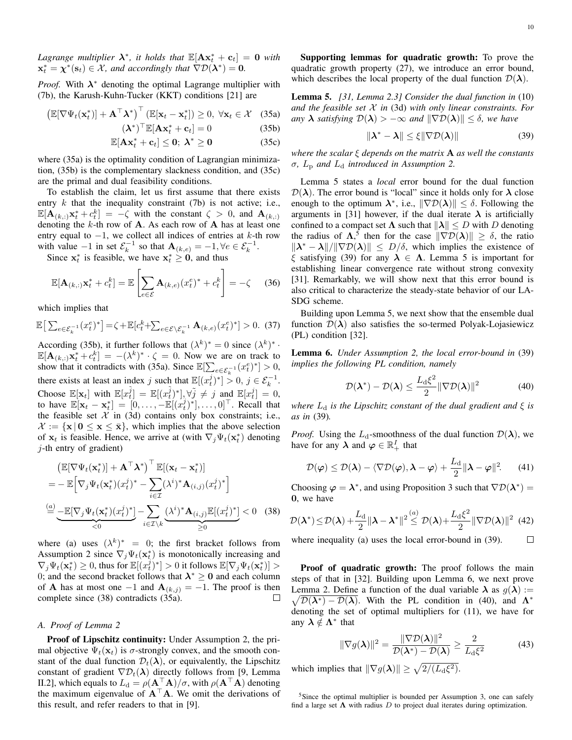*Lagrange multiplier $\boldsymbol{\lambda}^*$, it holds that $\mathbb{E}[\mathbf{A}\mathbf{x}_t^* + \mathbf{c}_t] = \mathbf{0}$ with $\mathbf{x}_t^* = \boldsymbol{\chi}^*(\mathbf{s}_t) \in \mathcal{X}$, and accordingly that $\nabla\mathcal{D}(\boldsymbol{\lambda}^*) = \mathbf{0}$.*

*Proof.* With $\boldsymbol{\lambda}^*$ denoting the optimal Lagrange multiplier with (7b), the Karush-Kuhn-Tucker (KKT) conditions [21] are

$$\left(\mathbb{E}[\nabla\Psi_t(\mathbf{x}_t^*)] + \mathbf{A}^\top\boldsymbol{\lambda}^*\right)^\top(\mathbb{E}[\mathbf{x}_t - \mathbf{x}_t^*]) \geq 0,\ \forall \mathbf{x}_t \in \mathcal{X} \quad (35a)$$

$$(\boldsymbol{\lambda}^*)^\top\mathbb{E}[\mathbf{A}\mathbf{x}_t^* + \mathbf{c}_t] = 0 \quad (35b)$$

$$\mathbb{E}[\mathbf{A}\mathbf{x}_t^* + \mathbf{c}_t] \leq \mathbf{0};\ \boldsymbol{\lambda}^* \geq \mathbf{0} \quad (35c)$$

where (35a) is the optimality condition of Lagrangian minimization, (35b) is the complementary slackness condition, and (35c) are the primal and dual feasibility conditions.

To establish the claim, let us first assume that there exists entry $k$ that the inequality constraint (7b) is not active; i.e., $\mathbb{E}[\mathbf{A}_{(k,:)}\mathbf{x}_t^* + c_t^k] = -\zeta$ with the constant $\zeta > 0$, and $\mathbf{A}_{(k,:)}$ denoting the $k$-th row of $\mathbf{A}$. As each row of $\mathbf{A}$ has at least one entry equal to $-1$, we collect all indices of entries at $k$-th row with value $-1$ in set $\mathcal{E}_k^{-1}$ so that $\mathbf{A}_{(k,e)} = -1, \forall e \in \mathcal{E}_k^{-1}$.

Since $\mathbf{x}_t^*$ is feasible, we have $\mathbf{x}_t^* \geq \mathbf{0}$, and thus

$$\mathbb{E}[\mathbf{A}_{(k,:)}\mathbf{x}_t^* + c_t^k] = \mathbb{E}\left[\sum_{e\in\mathcal{E}}\mathbf{A}_{(k,e)}(x_t^e)^* + c_t^k\right] = -\zeta \quad (36)$$

which implies that

$$\mathbb{E}\left[\sum\nolimits_{e\in\mathcal{E}_k^{-1}}(x_t^e)^*\right] = \zeta + \mathbb{E}[c_t^k + \sum\nolimits_{e\in\mathcal{E}\setminus\mathcal{E}_k^{-1}}\mathbf{A}_{(k,e)}(x_t^e)^*] > 0. \quad (37)$$

According (35b), it further follows that $(\lambda^k)^* = 0$ since $(\lambda^k)^* \cdot \mathbb{E}[\mathbf{A}_{(k,:)}\mathbf{x}_t^* + c_t^k] = -(\lambda^k)^* \cdot \zeta = 0$. Now we are on track to show that it contradicts with (35a). Since $\mathbb{E}[\sum_{e\in\mathcal{E}_k^{-1}}(x_t^e)^*] > 0$, there exists at least an index $j$ such that $\mathbb{E}[(x_t^j)^*] > 0$, $j \in \mathcal{E}_k^{-1}$. Choose $\mathbb{E}[\mathbf{x}_t]$ with $\mathbb{E}[x_t^{\tilde{j}}] = \mathbb{E}[(x_t^{\tilde{j}})^*], \forall \tilde{j} \neq j$ and $\mathbb{E}[x_t^j] = 0$, to have $\mathbb{E}[\mathbf{x}_t - \mathbf{x}_t^*] = [0, \ldots, -\mathbb{E}[(x_t^j)^*], \ldots, 0]^\top$. Recall that the feasible set $\mathcal{X}$ in (3d) contains only box constraints; i.e., $\mathcal{X} := \{\mathbf{x}\,|\,\mathbf{0} \leq \mathbf{x} \leq \bar{\mathbf{x}}\}$, which implies that the above selection of $\mathbf{x}_t$ is feasible. Hence, we arrive at (with $\nabla_j\Psi_t(\mathbf{x}_t^*)$ denoting $j$-th entry of gradient)

$$\begin{aligned}
&\left(\mathbb{E}[\nabla\Psi_t(\mathbf{x}_t^*)] + \mathbf{A}^\top\boldsymbol{\lambda}^*\right)^\top\mathbb{E}[(\mathbf{x}_t - \mathbf{x}_t^*)] \\
&= -\,\mathbb{E}\Big[\nabla_j\Psi_t(\mathbf{x}_t^*)(x_t^j)^* - \sum_{i\in\mathcal{I}}(\lambda^i)^*\mathbf{A}_{(i,j)}(x_t^j)^*\Big] \\
&\stackrel{(a)}{=} \underbrace{-\mathbb{E}[\nabla_j\Psi_t(\mathbf{x}_t^*)(x_t^j)^*]}_{<0} - \sum_{i\in\mathcal{I}\setminus k}\underbrace{(\lambda^i)^*\mathbf{A}_{(i,j)}\mathbb{E}[(x_t^j)^*]}_{\geq 0} < 0 \quad (38)
\end{aligned}$$

where (a) uses $(\lambda^k)^* = 0$; the first bracket follows from Assumption 2 since $\nabla_j\Psi_t(\mathbf{x}_t^*)$ is monotonically increasing and $\nabla_j\Psi_t(\mathbf{x}_t^*) \geq 0$, thus for $\mathbb{E}[(x_t^j)^*] > 0$ it follows $\mathbb{E}[\nabla_j\Psi_t(\mathbf{x}_t^*)] > 0$; and the second bracket follows that $\boldsymbol{\lambda}^* \geq \mathbf{0}$ and each column of $\mathbf{A}$ has at most one $-1$ and $\mathbf{A}_{(k,j)} = -1$. The proof is then complete since (38) contradicts (35a). $\square$

### A. Proof of Lemma 2

**Proof of Lipschitz continuity:** Under Assumption 2, the primal objective $\Psi_t(\mathbf{x}_t)$ is $\sigma$-strongly convex, and the smooth constant of the dual function $\mathcal{D}_t(\boldsymbol{\lambda})$, or equivalently, the Lipschitz constant of gradient $\nabla\mathcal{D}_t(\boldsymbol{\lambda})$ directly follows from [9, Lemma II.2], which equals to $L_{\rm d} = \rho(\mathbf{A}^\top\mathbf{A})/\sigma$, with $\rho(\mathbf{A}^\top\mathbf{A})$ denoting the maximum eigenvalue of $\mathbf{A}^\top\mathbf{A}$. We omit the derivations of this result, and refer readers to that in [9].

**Supporting lemmas for quadratic growth:** To prove the quadratic growth property (27), we introduce an error bound, which describes the local property of the dual function $\mathcal{D}(\boldsymbol{\lambda})$.

**Lemma 5.** *[31, Lemma 2.3] Consider the dual function in (10) and the feasible set $\mathcal{X}$ in (3d) with only linear constraints. For any $\boldsymbol{\lambda}$ satisfying $\mathcal{D}(\boldsymbol{\lambda}) > -\infty$ and $\|\nabla\mathcal{D}(\boldsymbol{\lambda})\| \leq \delta$, we have*

$$\|\boldsymbol{\lambda}^* - \boldsymbol{\lambda}\| \leq \xi\|\nabla\mathcal{D}(\boldsymbol{\lambda})\| \quad (39)$$

*where the scalar $\xi$ depends on the matrix $\mathbf{A}$ as well the constants $\sigma$, $L_{\rm p}$ and $L_{\rm d}$ introduced in Assumption 2.*

Lemma 5 states a *local* error bound for the dual function $\mathcal{D}(\boldsymbol{\lambda})$. The error bound is "local" since it holds only for $\boldsymbol{\lambda}$ close enough to the optimum $\boldsymbol{\lambda}^*$, i.e., $\|\nabla\mathcal{D}(\boldsymbol{\lambda})\| \leq \delta$. Following the arguments in [31] however, if the dual iterate $\boldsymbol{\lambda}$ is artificially confined to a compact set $\boldsymbol{\Lambda}$ such that $\|\boldsymbol{\lambda}\| \leq D$ with $D$ denoting the radius of $\boldsymbol{\Lambda}$,[5] then for the case $\|\nabla\mathcal{D}(\boldsymbol{\lambda})\| \geq \delta$, the ratio $\|\boldsymbol{\lambda}^* - \boldsymbol{\lambda}\|/\|\nabla\mathcal{D}(\boldsymbol{\lambda})\| \leq D/\delta$, which implies the existence of $\xi$ satisfying (39) for any $\boldsymbol{\lambda} \in \boldsymbol{\Lambda}$. Lemma 5 is important for establishing linear convergence rate without strong convexity [31]. Remarkably, we will show next that this error bound is also critical to characterize the steady-state behavior of our LA-SDG scheme.

Building upon Lemma 5, we next show that the ensemble dual function $\mathcal{D}(\boldsymbol{\lambda})$ also satisfies the so-termed Polyak-Lojasiewicz (PL) condition [32].

**Lemma 6.** *Under Assumption 2, the local error-bound in (39) implies the following PL condition, namely*

$$\mathcal{D}(\boldsymbol{\lambda}^*) - \mathcal{D}(\boldsymbol{\lambda}) \leq \frac{L_{\rm d}\xi^2}{2}\|\nabla\mathcal{D}(\boldsymbol{\lambda})\|^2 \quad (40)$$

*where $L_{\rm d}$ is the Lipschitz constant of the dual gradient and $\xi$ is as in (39).*

*Proof.* Using the $L_{\rm d}$-smoothness of the dual function $\mathcal{D}(\boldsymbol{\lambda})$, we have for any $\boldsymbol{\lambda}$ and $\boldsymbol{\varphi} \in \mathbb{R}_+^I$ that

$$\mathcal{D}(\boldsymbol{\varphi}) \leq \mathcal{D}(\boldsymbol{\lambda}) - \langle\nabla\mathcal{D}(\boldsymbol{\varphi}), \boldsymbol{\lambda} - \boldsymbol{\varphi}\rangle + \frac{L_{\rm d}}{2}\|\boldsymbol{\lambda} - \boldsymbol{\varphi}\|^2. \quad (41)$$

Choosing $\boldsymbol{\varphi} = \boldsymbol{\lambda}^*$, and using Proposition 3 such that $\nabla\mathcal{D}(\boldsymbol{\lambda}^*) = \mathbf{0}$, we have

$$\mathcal{D}(\boldsymbol{\lambda}^*) \leq \mathcal{D}(\boldsymbol{\lambda}) + \frac{L_{\rm d}}{2}\|\boldsymbol{\lambda} - \boldsymbol{\lambda}^*\|^2 \stackrel{(a)}{\leq} \mathcal{D}(\boldsymbol{\lambda}) + \frac{L_{\rm d}\xi^2}{2}\|\nabla\mathcal{D}(\boldsymbol{\lambda})\|^2 \quad (42)$$

where inequality (a) uses the local error-bound in (39). $\square$

**Proof of quadratic growth:** The proof follows the main steps of that in [32]. Building upon Lemma 6, we next prove Lemma 2. Define a function of the dual variable $\boldsymbol{\lambda}$ as $g(\boldsymbol{\lambda}) := \sqrt{\mathcal{D}(\boldsymbol{\lambda}^*) - \mathcal{D}(\boldsymbol{\lambda})}$. With the PL condition in (40), and $\boldsymbol{\Lambda}^*$ denoting the set of optimal multipliers for (11), we have for any $\boldsymbol{\lambda} \notin \boldsymbol{\Lambda}^*$ that

$$\|\nabla g(\boldsymbol{\lambda})\|^2 = \frac{\|\nabla\mathcal{D}(\boldsymbol{\lambda})\|^2}{\mathcal{D}(\boldsymbol{\lambda}^*) - \mathcal{D}(\boldsymbol{\lambda})} \geq \frac{2}{L_{\rm d}\xi^2} \quad (43)$$

which implies that $\|\nabla g(\boldsymbol{\lambda})\| \geq \sqrt{2/(L_{\rm d}\xi^2)}$.

[5] Since the optimal multiplier is bounded per Assumption 3, one can safely find a large set $\boldsymbol{\Lambda}$ with radius $D$ to project dual iterates during optimization.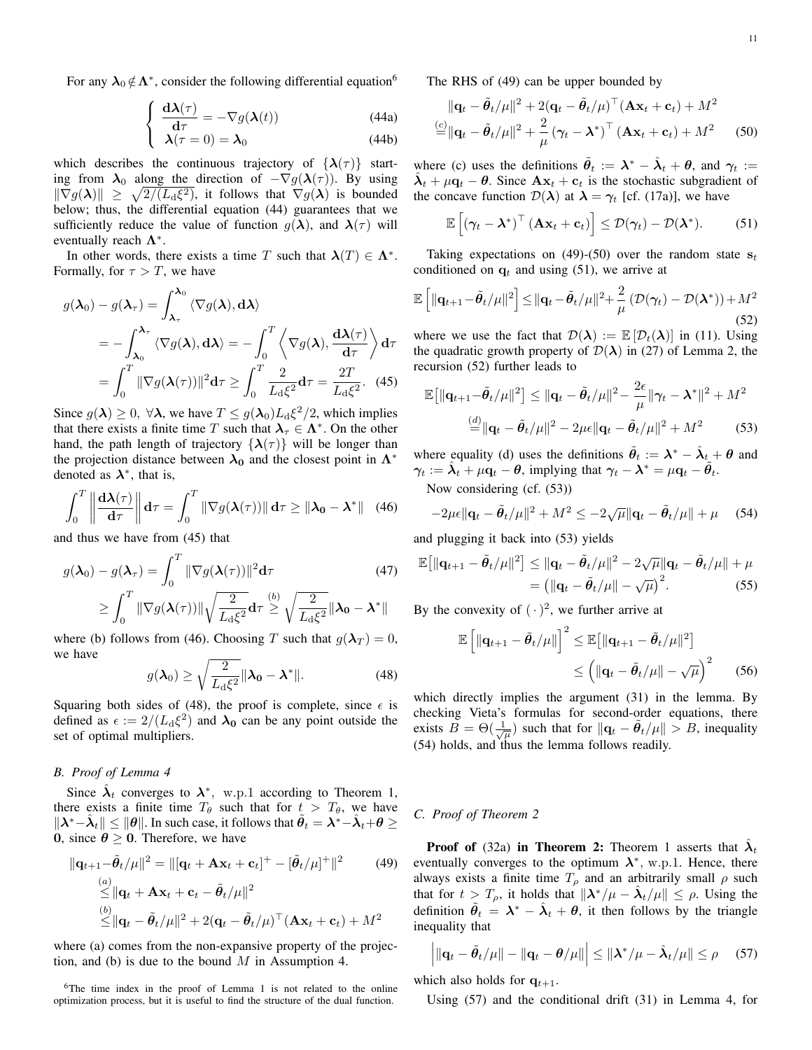For any $\boldsymbol{\lambda}_0 \notin \boldsymbol{\Lambda}^*$, consider the following differential equation[6]

$$
\begin{cases}
\dfrac{\mathbf{d}\boldsymbol{\lambda}(\tau)}{\mathbf{d}\tau} = -\nabla g(\boldsymbol{\lambda}(t)) & \text{(44a)}\\
\boldsymbol{\lambda}(\tau = 0) = \boldsymbol{\lambda}_0 & \text{(44b)}
\end{cases}
$$

which describes the continuous trajectory of $\{\boldsymbol{\lambda}(\tau)\}$ starting from $\boldsymbol{\lambda}_0$ along the direction of $-\nabla g(\boldsymbol{\lambda}(\tau))$. By using $\|\nabla g(\boldsymbol{\lambda})\| \geq \sqrt{2/(L_{\rm d}\xi^2)}$, it follows that $\nabla g(\boldsymbol{\lambda})$ is bounded below; thus, the differential equation (44) guarantees that we sufficiently reduce the value of function $g(\boldsymbol{\lambda})$, and $\boldsymbol{\lambda}(\tau)$ will eventually reach $\boldsymbol{\Lambda}^*$.

In other words, there exists a time $T$ such that $\boldsymbol{\lambda}(T) \in \boldsymbol{\Lambda}^*$. Formally, for $\tau > T$, we have

$$
\begin{aligned}
g(\boldsymbol{\lambda}_0) - g(\boldsymbol{\lambda}_\tau) &= \int_{\boldsymbol{\lambda}_\tau}^{\boldsymbol{\lambda}_0} \langle \nabla g(\boldsymbol{\lambda}), \mathbf{d}\boldsymbol{\lambda} \rangle \\
&= -\int_{\boldsymbol{\lambda}_0}^{\boldsymbol{\lambda}_\tau} \langle \nabla g(\boldsymbol{\lambda}), \mathbf{d}\boldsymbol{\lambda} \rangle = -\int_0^T \left\langle \nabla g(\boldsymbol{\lambda}), \frac{\mathbf{d}\boldsymbol{\lambda}(\tau)}{\mathbf{d}\tau} \right\rangle \mathbf{d}\tau \\
&= \int_0^T \|\nabla g(\boldsymbol{\lambda}(\tau))\|^2 \mathbf{d}\tau \geq \int_0^T \frac{2}{L_{\rm d}\xi^2} \mathbf{d}\tau = \frac{2T}{L_{\rm d}\xi^2}. \quad (45)
\end{aligned}
$$

Since $g(\boldsymbol{\lambda}) \geq 0,\ \forall \boldsymbol{\lambda}$, we have $T \leq g(\boldsymbol{\lambda}_0) L_{\rm d}\xi^2/2$, which implies that there exists a finite time $T$ such that $\boldsymbol{\lambda}_\tau \in \boldsymbol{\Lambda}^*$. On the other hand, the path length of trajectory $\{\boldsymbol{\lambda}(\tau)\}$ will be longer than the projection distance between $\boldsymbol{\lambda}_0$ and the closest point in $\boldsymbol{\Lambda}^*$ denoted as $\boldsymbol{\lambda}^*$, that is,

$$
\int_0^T \left\| \frac{\mathbf{d}\boldsymbol{\lambda}(\tau)}{\mathbf{d}\tau} \right\| \mathbf{d}\tau = \int_0^T \|\nabla g(\boldsymbol{\lambda}(\tau))\| \mathbf{d}\tau \geq \|\boldsymbol{\lambda}_0 - \boldsymbol{\lambda}^*\| \quad (46)
$$

and thus we have from (45) that

$$
\begin{aligned}
g(\boldsymbol{\lambda}_0) - g(\boldsymbol{\lambda}_\tau) &= \int_0^T \|\nabla g(\boldsymbol{\lambda}(\tau))\|^2 \mathbf{d}\tau \quad (47)\\
&\geq \int_0^T \|\nabla g(\boldsymbol{\lambda}(\tau))\| \sqrt{\frac{2}{L_{\rm d}\xi^2}} \mathbf{d}\tau \stackrel{(b)}{\geq} \sqrt{\frac{2}{L_{\rm d}\xi^2}} \|\boldsymbol{\lambda}_0 - \boldsymbol{\lambda}^*\|
\end{aligned}
$$

where (b) follows from (46). Choosing $T$ such that $g(\boldsymbol{\lambda}_T) = 0$, we have

$$
g(\boldsymbol{\lambda}_0) \geq \sqrt{\frac{2}{L_{\rm d}\xi^2}} \|\boldsymbol{\lambda}_0 - \boldsymbol{\lambda}^*\|. \quad (48)
$$

Squaring both sides of (48), the proof is complete, since $\epsilon$ is defined as $\epsilon := 2/(L_{\rm d}\xi^2)$ and $\boldsymbol{\lambda}_0$ can be any point outside the set of optimal multipliers.

### B. Proof of Lemma 4

Since $\hat{\boldsymbol{\lambda}}_t$ converges to $\boldsymbol{\lambda}^*$, w.p.1 according to Theorem 1, there exists a finite time $T_\theta$ such that for $t > T_\theta$, we have $\|\boldsymbol{\lambda}^* - \hat{\boldsymbol{\lambda}}_t\| \leq \|\boldsymbol{\theta}\|$. In such case, it follows that $\tilde{\boldsymbol{\theta}}_t = \boldsymbol{\lambda}^* - \hat{\boldsymbol{\lambda}}_t + \boldsymbol{\theta} \geq \mathbf{0}$, since $\boldsymbol{\theta} \geq \mathbf{0}$. Therefore, we have

$$
\begin{aligned}
\|\mathbf{q}_{t+1} - \tilde{\boldsymbol{\theta}}_t/\mu\|^2 &= \|[\mathbf{q}_t + \mathbf{A}\mathbf{x}_t + \mathbf{c}_t]^+ - [\tilde{\boldsymbol{\theta}}_t/\mu]^+\|^2 \quad (49)\\
&\stackrel{(a)}{\leq} \|\mathbf{q}_t + \mathbf{A}\mathbf{x}_t + \mathbf{c}_t - \tilde{\boldsymbol{\theta}}_t/\mu\|^2 \\
&\stackrel{(b)}{\leq} \|\mathbf{q}_t - \tilde{\boldsymbol{\theta}}_t/\mu\|^2 + 2(\mathbf{q}_t - \tilde{\boldsymbol{\theta}}_t/\mu)^\top (\mathbf{A}\mathbf{x}_t + \mathbf{c}_t) + M^2
\end{aligned}
$$

where (a) comes from the non-expansive property of the projection, and (b) is due to the bound $M$ in Assumption 4.

The RHS of (49) can be upper bounded by

$$
\begin{aligned}
&\|\mathbf{q}_t - \tilde{\boldsymbol{\theta}}_t/\mu\|^2 + 2(\mathbf{q}_t - \tilde{\boldsymbol{\theta}}_t/\mu)^\top (\mathbf{A}\mathbf{x}_t + \mathbf{c}_t) + M^2 \\
&\stackrel{(c)}{=} \|\mathbf{q}_t - \tilde{\boldsymbol{\theta}}_t/\mu\|^2 + \frac{2}{\mu} (\boldsymbol{\gamma}_t - \boldsymbol{\lambda}^*)^\top (\mathbf{A}\mathbf{x}_t + \mathbf{c}_t) + M^2 \quad (50)
\end{aligned}
$$

where (c) uses the definitions $\tilde{\boldsymbol{\theta}}_t := \boldsymbol{\lambda}^* - \hat{\boldsymbol{\lambda}}_t + \boldsymbol{\theta}$, and $\boldsymbol{\gamma}_t := \hat{\boldsymbol{\lambda}}_t + \mu\mathbf{q}_t - \boldsymbol{\theta}$. Since $\mathbf{A}\mathbf{x}_t + \mathbf{c}_t$ is the stochastic subgradient of the concave function $\mathcal{D}(\boldsymbol{\lambda})$ at $\boldsymbol{\lambda} = \boldsymbol{\gamma}_t$ [cf. (17a)], we have

$$
\mathbb{E}\left[ (\boldsymbol{\gamma}_t - \boldsymbol{\lambda}^*)^\top (\mathbf{A}\mathbf{x}_t + \mathbf{c}_t) \right] \leq \mathcal{D}(\boldsymbol{\gamma}_t) - \mathcal{D}(\boldsymbol{\lambda}^*). \quad (51)
$$

Taking expectations on (49)-(50) over the random state $\mathbf{s}_t$ conditioned on $\mathbf{q}_t$ and using (51), we arrive at

$$
\mathbb{E}\left[ \|\mathbf{q}_{t+1} - \tilde{\boldsymbol{\theta}}_t/\mu\|^2 \right] \leq \|\mathbf{q}_t - \tilde{\boldsymbol{\theta}}_t/\mu\|^2 + \frac{2}{\mu} (\mathcal{D}(\boldsymbol{\gamma}_t) - \mathcal{D}(\boldsymbol{\lambda}^*)) + M^2 \quad (52)
$$

where we use the fact that $\mathcal{D}(\boldsymbol{\lambda}) := \mathbb{E}[\mathcal{D}_t(\boldsymbol{\lambda})]$ in (11). Using the quadratic growth property of $\mathcal{D}(\boldsymbol{\lambda})$ in (27) of Lemma 2, the recursion (52) further leads to

$$
\begin{aligned}
\mathbb{E}\big[\|\mathbf{q}_{t+1} - \tilde{\boldsymbol{\theta}}_t/\mu\|^2\big] &\leq \|\mathbf{q}_t - \tilde{\boldsymbol{\theta}}_t/\mu\|^2 - \frac{2\epsilon}{\mu} \|\boldsymbol{\gamma}_t - \boldsymbol{\lambda}^*\|^2 + M^2 \\
&\stackrel{(d)}{=} \|\mathbf{q}_t - \tilde{\boldsymbol{\theta}}_t/\mu\|^2 - 2\mu\epsilon \|\mathbf{q}_t - \tilde{\boldsymbol{\theta}}_t/\mu\|^2 + M^2 \quad (53)
\end{aligned}
$$

where equality (d) uses the definitions $\tilde{\boldsymbol{\theta}}_t := \boldsymbol{\lambda}^* - \hat{\boldsymbol{\lambda}}_t + \boldsymbol{\theta}$ and $\boldsymbol{\gamma}_t := \hat{\boldsymbol{\lambda}}_t + \mu\mathbf{q}_t - \boldsymbol{\theta}$, implying that $\boldsymbol{\gamma}_t - \boldsymbol{\lambda}^* = \mu\mathbf{q}_t - \tilde{\boldsymbol{\theta}}_t$.

Now considering (cf. (53))

$$
-2\mu\epsilon \|\mathbf{q}_t - \tilde{\boldsymbol{\theta}}_t/\mu\|^2 + M^2 \leq -2\sqrt{\mu} \|\mathbf{q}_t - \tilde{\boldsymbol{\theta}}_t/\mu\| + \mu \quad (54)
$$

and plugging it back into (53) yields

$$
\begin{aligned}
\mathbb{E}\big[\|\mathbf{q}_{t+1} - \tilde{\boldsymbol{\theta}}_t/\mu\|^2\big] &\leq \|\mathbf{q}_t - \tilde{\boldsymbol{\theta}}_t/\mu\|^2 - 2\sqrt{\mu} \|\mathbf{q}_t - \tilde{\boldsymbol{\theta}}_t/\mu\| + \mu \\
&= \big(\|\mathbf{q}_t - \tilde{\boldsymbol{\theta}}_t/\mu\| - \sqrt{\mu}\big)^2. \quad (55)
\end{aligned}
$$

By the convexity of $(\,\cdot\,)^2$, we further arrive at

$$
\begin{aligned}
\mathbb{E}\left[ \|\mathbf{q}_{t+1} - \tilde{\boldsymbol{\theta}}_t/\mu\| \right]^2 &\leq \mathbb{E}\big[\|\mathbf{q}_{t+1} - \tilde{\boldsymbol{\theta}}_t/\mu\|^2\big] \\
&\leq \left( \|\mathbf{q}_t - \tilde{\boldsymbol{\theta}}_t/\mu\| - \sqrt{\mu} \right)^2 \quad (56)
\end{aligned}
$$

which directly implies the argument (31) in the lemma. By checking Vieta's formulas for second-order equations, there exists $B = \Theta(\frac{1}{\sqrt{\mu}})$ such that for $\|\mathbf{q}_t - \tilde{\boldsymbol{\theta}}_t/\mu\| > B$, inequality (54) holds, and thus the lemma follows readily.

### C. Proof of Theorem 2

**Proof of** (32a) **in Theorem 2:** Theorem 1 asserts that $\hat{\boldsymbol{\lambda}}_t$ eventually converges to the optimum $\boldsymbol{\lambda}^*$, w.p.1. Hence, there always exists a finite time $T_\rho$ and an arbitrarily small $\rho$ such that for $t > T_\rho$, it holds that $\|\boldsymbol{\lambda}^*/\mu - \hat{\boldsymbol{\lambda}}_t/\mu\| \leq \rho$. Using the definition $\tilde{\boldsymbol{\theta}}_t = \boldsymbol{\lambda}^* - \hat{\boldsymbol{\lambda}}_t + \boldsymbol{\theta}$, it then follows by the triangle inequality that

$$
\Big| \|\mathbf{q}_t - \tilde{\boldsymbol{\theta}}_t/\mu\| - \|\mathbf{q}_t - \boldsymbol{\theta}/\mu\| \Big| \leq \|\boldsymbol{\lambda}^*/\mu - \hat{\boldsymbol{\lambda}}_t/\mu\| \leq \rho \quad (57)
$$

which also holds for $\mathbf{q}_{t+1}$.

Using (57) and the conditional drift (31) in Lemma 4, for

[6] The time index in the proof of Lemma 1 is not related to the online optimization process, but it is useful to find the structure of the dual function.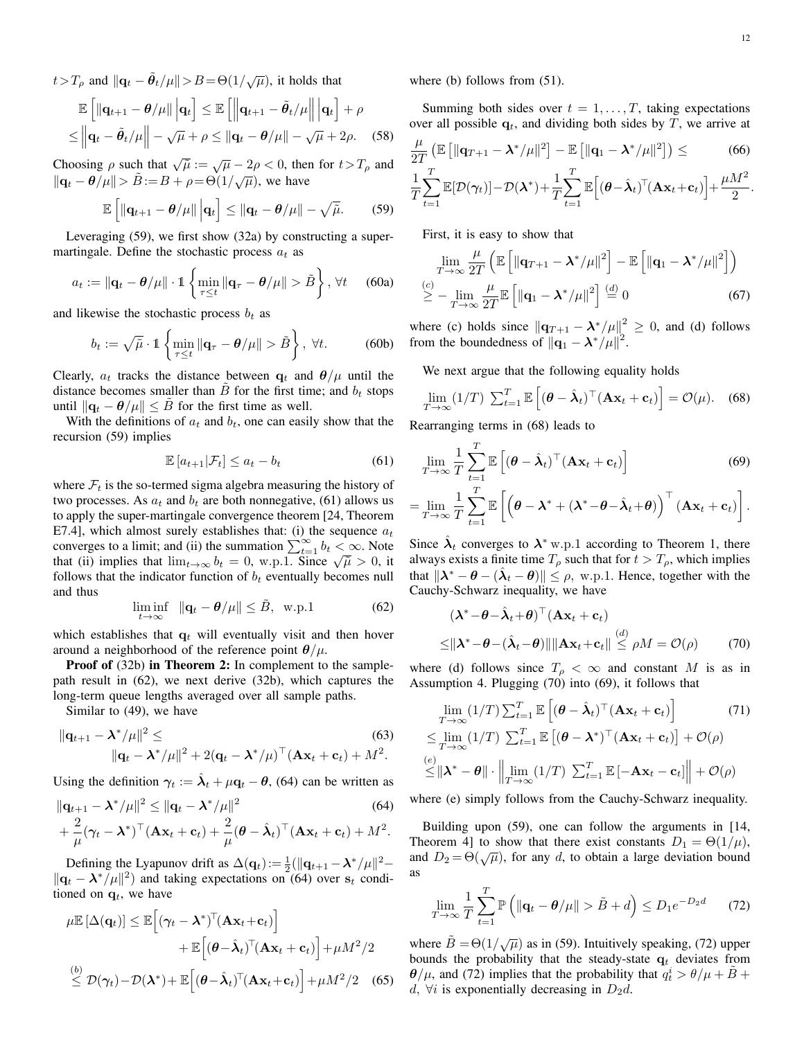$t > T_\rho$ and $\|\mathbf{q}_t - \tilde{\boldsymbol{\theta}}_t/\mu\| > B = \Theta(1/\sqrt{\mu})$, it holds that

$$\mathbb{E}\left[\|\mathbf{q}_{t+1} - \boldsymbol{\theta}/\mu\| \,\Big|\mathbf{q}_t\right] \leq \mathbb{E}\left[\left\|\mathbf{q}_{t+1} - \tilde{\boldsymbol{\theta}}_t/\mu\right\| \,\Big|\mathbf{q}_t\right] + \rho$$
$$\leq \left\|\mathbf{q}_t - \tilde{\boldsymbol{\theta}}_t/\mu\right\| - \sqrt{\mu} + \rho \leq \|\mathbf{q}_t - \boldsymbol{\theta}/\mu\| - \sqrt{\mu} + 2\rho. \quad (58)$$

Choosing $\rho$ such that $\sqrt{\tilde{\mu}} := \sqrt{\mu} - 2\rho < 0$, then for $t > T_\rho$ and $\|\mathbf{q}_t - \boldsymbol{\theta}/\mu\| > \tilde{B} := B + \rho = \Theta(1/\sqrt{\mu})$, we have

$$\mathbb{E}\left[\|\mathbf{q}_{t+1} - \boldsymbol{\theta}/\mu\| \,\Big|\mathbf{q}_t\right] \leq \|\mathbf{q}_t - \boldsymbol{\theta}/\mu\| - \sqrt{\tilde{\mu}}. \quad (59)$$

Leveraging (59), we first show (32a) by constructing a supermartingale. Define the stochastic process $a_t$ as

$$a_t := \|\mathbf{q}_t - \boldsymbol{\theta}/\mu\| \cdot \mathbb{1}\left\{\min_{\tau \leq t} \|\mathbf{q}_\tau - \boldsymbol{\theta}/\mu\| > \tilde{B}\right\}, \ \forall t \quad (60a)$$

and likewise the stochastic process $b_t$ as

$$b_t := \sqrt{\tilde{\mu}} \cdot \mathbb{1}\left\{\min_{\tau \leq t} \|\mathbf{q}_\tau - \boldsymbol{\theta}/\mu\| > \tilde{B}\right\}, \ \forall t. \quad (60b)$$

Clearly, $a_t$ tracks the distance between $\mathbf{q}_t$ and $\boldsymbol{\theta}/\mu$ until the distance becomes smaller than $\tilde{B}$ for the first time; and $b_t$ stops until $\|\mathbf{q}_t - \boldsymbol{\theta}/\mu\| \leq \tilde{B}$ for the first time as well.

With the definitions of $a_t$ and $b_t$, one can easily show that the recursion (59) implies

$$\mathbb{E}\left[a_{t+1}|\mathcal{F}_t\right] \leq a_t - b_t \quad (61)$$

where $\mathcal{F}_t$ is the so-termed sigma algebra measuring the history of two processes. As $a_t$ and $b_t$ are both nonnegative, (61) allows us to apply the super-martingale convergence theorem [24, Theorem E7.4], which almost surely establishes that: (i) the sequence $a_t$ converges to a limit; and (ii) the summation $\sum_{t=1}^{\infty} b_t < \infty$. Note that (ii) implies that $\lim_{t\to\infty} b_t = 0$, w.p.1. Since $\sqrt{\tilde{\mu}} > 0$, it follows that the indicator function of $b_t$ eventually becomes null and thus

$$\liminf_{t\to\infty} \ \|\mathbf{q}_t - \boldsymbol{\theta}/\mu\| \leq \tilde{B}, \ \text{ w.p.1} \quad (62)$$

which establishes that $\mathbf{q}_t$ will eventually visit and then hover around a neighborhood of the reference point $\boldsymbol{\theta}/\mu$.

**Proof of** (32b) **in Theorem 2:** In complement to the sample-path result in (62), we next derive (32b), which captures the long-term queue lengths averaged over all sample paths.

Similar to (49), we have

$$\|\mathbf{q}_{t+1} - \boldsymbol{\lambda}^*/\mu\|^2 \leq \quad (63)$$
$$\|\mathbf{q}_t - \boldsymbol{\lambda}^*/\mu\|^2 + 2(\mathbf{q}_t - \boldsymbol{\lambda}^*/\mu)^\top(\mathbf{A}\mathbf{x}_t + \mathbf{c}_t) + M^2.$$

Using the definition $\boldsymbol{\gamma}_t := \hat{\boldsymbol{\lambda}}_t + \mu\mathbf{q}_t - \boldsymbol{\theta}$, (64) can be written as

$$\|\mathbf{q}_{t+1} - \boldsymbol{\lambda}^*/\mu\|^2 \leq \|\mathbf{q}_t - \boldsymbol{\lambda}^*/\mu\|^2 \quad (64)$$
$$+ \frac{2}{\mu}(\boldsymbol{\gamma}_t - \boldsymbol{\lambda}^*)^\top(\mathbf{A}\mathbf{x}_t + \mathbf{c}_t) + \frac{2}{\mu}(\boldsymbol{\theta} - \hat{\boldsymbol{\lambda}}_t)^\top(\mathbf{A}\mathbf{x}_t + \mathbf{c}_t) + M^2.$$

Defining the Lyapunov drift as $\Delta(\mathbf{q}_t) := \frac{1}{2}(\|\mathbf{q}_{t+1} - \boldsymbol{\lambda}^*/\mu\|^2 - \|\mathbf{q}_t - \boldsymbol{\lambda}^*/\mu\|^2)$ and taking expectations on (64) over $\mathbf{s}_t$ conditioned on $\mathbf{q}_t$, we have

$$\mu\mathbb{E}\left[\Delta(\mathbf{q}_t)\right] \leq \mathbb{E}\Big[(\boldsymbol{\gamma}_t - \boldsymbol{\lambda}^*)^\top(\mathbf{A}\mathbf{x}_t + \mathbf{c}_t)\Big]$$
$$+ \mathbb{E}\Big[(\boldsymbol{\theta} - \hat{\boldsymbol{\lambda}}_t)^\top(\mathbf{A}\mathbf{x}_t + \mathbf{c}_t)\Big] + \mu M^2/2$$
$$\stackrel{(b)}{\leq} \mathcal{D}(\boldsymbol{\gamma}_t) - \mathcal{D}(\boldsymbol{\lambda}^*) + \mathbb{E}\Big[(\boldsymbol{\theta} - \hat{\boldsymbol{\lambda}}_t)^\top(\mathbf{A}\mathbf{x}_t + \mathbf{c}_t)\Big] + \mu M^2/2 \quad (65)$$

where (b) follows from (51).

Summing both sides over $t = 1, \ldots, T$, taking expectations over all possible $\mathbf{q}_t$, and dividing both sides by $T$, we arrive at

$$\frac{\mu}{2T}\left(\mathbb{E}\left[\|\mathbf{q}_{T+1} - \boldsymbol{\lambda}^*/\mu\|^2\right] - \mathbb{E}\left[\|\mathbf{q}_1 - \boldsymbol{\lambda}^*/\mu\|^2\right]\right) \leq \quad (66)$$
$$\frac{1}{T}\sum_{t=1}^{T}\mathbb{E}[\mathcal{D}(\boldsymbol{\gamma}_t)] - \mathcal{D}(\boldsymbol{\lambda}^*) + \frac{1}{T}\sum_{t=1}^{T}\mathbb{E}\Big[(\boldsymbol{\theta} - \hat{\boldsymbol{\lambda}}_t)^\top(\mathbf{A}\mathbf{x}_t + \mathbf{c}_t)\Big] + \frac{\mu M^2}{2}.$$

First, it is easy to show that

$$\lim_{T\to\infty} \frac{\mu}{2T}\left(\mathbb{E}\left[\|\mathbf{q}_{T+1} - \boldsymbol{\lambda}^*/\mu\|^2\right] - \mathbb{E}\left[\|\mathbf{q}_1 - \boldsymbol{\lambda}^*/\mu\|^2\right]\right)$$
$$\stackrel{(c)}{\geq} - \lim_{T\to\infty} \frac{\mu}{2T}\mathbb{E}\left[\|\mathbf{q}_1 - \boldsymbol{\lambda}^*/\mu\|^2\right] \stackrel{(d)}{=} 0 \quad (67)$$

where (c) holds since $\|\mathbf{q}_{T+1} - \boldsymbol{\lambda}^*/\mu\|^2 \geq 0$, and (d) follows from the boundedness of $\|\mathbf{q}_1 - \boldsymbol{\lambda}^*/\mu\|^2$.

We next argue that the following equality holds

$$\lim_{T\to\infty}(1/T)\ \sum_{t=1}^{T}\mathbb{E}\Big[(\boldsymbol{\theta} - \hat{\boldsymbol{\lambda}}_t)^\top(\mathbf{A}\mathbf{x}_t + \mathbf{c}_t)\Big] = \mathcal{O}(\mu). \quad (68)$$

Rearranging terms in (68) leads to

$$\lim_{T\to\infty}\frac{1}{T}\sum_{t=1}^{T}\mathbb{E}\left[(\boldsymbol{\theta} - \hat{\boldsymbol{\lambda}}_t)^\top(\mathbf{A}\mathbf{x}_t + \mathbf{c}_t)\right] \quad (69)$$
$$= \lim_{T\to\infty}\frac{1}{T}\sum_{t=1}^{T}\mathbb{E}\left[\left(\boldsymbol{\theta} - \boldsymbol{\lambda}^* + (\boldsymbol{\lambda}^* - \boldsymbol{\theta} - \hat{\boldsymbol{\lambda}}_t + \boldsymbol{\theta})\right)^\top(\mathbf{A}\mathbf{x}_t + \mathbf{c}_t)\right].$$

Since $\hat{\boldsymbol{\lambda}}_t$ converges to $\boldsymbol{\lambda}^*$ w.p.1 according to Theorem 1, there always exists a finite time $T_\rho$ such that for $t > T_\rho$, which implies that $\|\boldsymbol{\lambda}^* - \boldsymbol{\theta} - (\hat{\boldsymbol{\lambda}}_t - \boldsymbol{\theta})\| \leq \rho$, w.p.1. Hence, together with the Cauchy-Schwarz inequality, we have

$$(\boldsymbol{\lambda}^* - \boldsymbol{\theta} - \hat{\boldsymbol{\lambda}}_t + \boldsymbol{\theta})^\top(\mathbf{A}\mathbf{x}_t + \mathbf{c}_t)$$
$$\leq \|\boldsymbol{\lambda}^* - \boldsymbol{\theta} - (\hat{\boldsymbol{\lambda}}_t - \boldsymbol{\theta})\|\|\mathbf{A}\mathbf{x}_t + \mathbf{c}_t\| \stackrel{(d)}{\leq} \rho M = \mathcal{O}(\rho) \quad (70)$$

where (d) follows since $T_\rho < \infty$ and constant $M$ is as in Assumption 4. Plugging (70) into (69), it follows that

$$\lim_{T\to\infty}(1/T)\sum_{t=1}^{T}\mathbb{E}\left[(\boldsymbol{\theta} - \hat{\boldsymbol{\lambda}}_t)^\top(\mathbf{A}\mathbf{x}_t + \mathbf{c}_t)\right] \quad (71)$$
$$\leq \lim_{T\to\infty}(1/T)\ \sum_{t=1}^{T}\mathbb{E}\left[(\boldsymbol{\theta} - \boldsymbol{\lambda}^*)^\top(\mathbf{A}\mathbf{x}_t + \mathbf{c}_t)\right] + \mathcal{O}(\rho)$$
$$\stackrel{(e)}{\leq} \|\boldsymbol{\lambda}^* - \boldsymbol{\theta}\| \cdot \left\|\lim_{T\to\infty}(1/T)\ \sum_{t=1}^{T}\mathbb{E}\left[-\mathbf{A}\mathbf{x}_t - \mathbf{c}_t\right]\right\| + \mathcal{O}(\rho)$$

where (e) simply follows from the Cauchy-Schwarz inequality.

Building upon (59), one can follow the arguments in [14, Theorem 4] to show that there exist constants $D_1 = \Theta(1/\mu)$, and $D_2 = \Theta(\sqrt{\mu})$, for any $d$, to obtain a large deviation bound as

$$\lim_{T\to\infty}\frac{1}{T}\sum_{t=1}^{T}\mathbb{P}\left(\|\mathbf{q}_t - \boldsymbol{\theta}/\mu\| > \tilde{B} + d\right) \leq D_1 e^{-D_2 d} \quad (72)$$

where $\tilde{B} = \Theta(1/\sqrt{\mu})$ as in (59). Intuitively speaking, (72) upper bounds the probability that the steady-state $\mathbf{q}_t$ deviates from $\boldsymbol{\theta}/\mu$, and (72) implies that the probability that $q_t^i > \theta/\mu + \tilde{B} + d, \ \forall i$ is exponentially decreasing in $D_2 d$.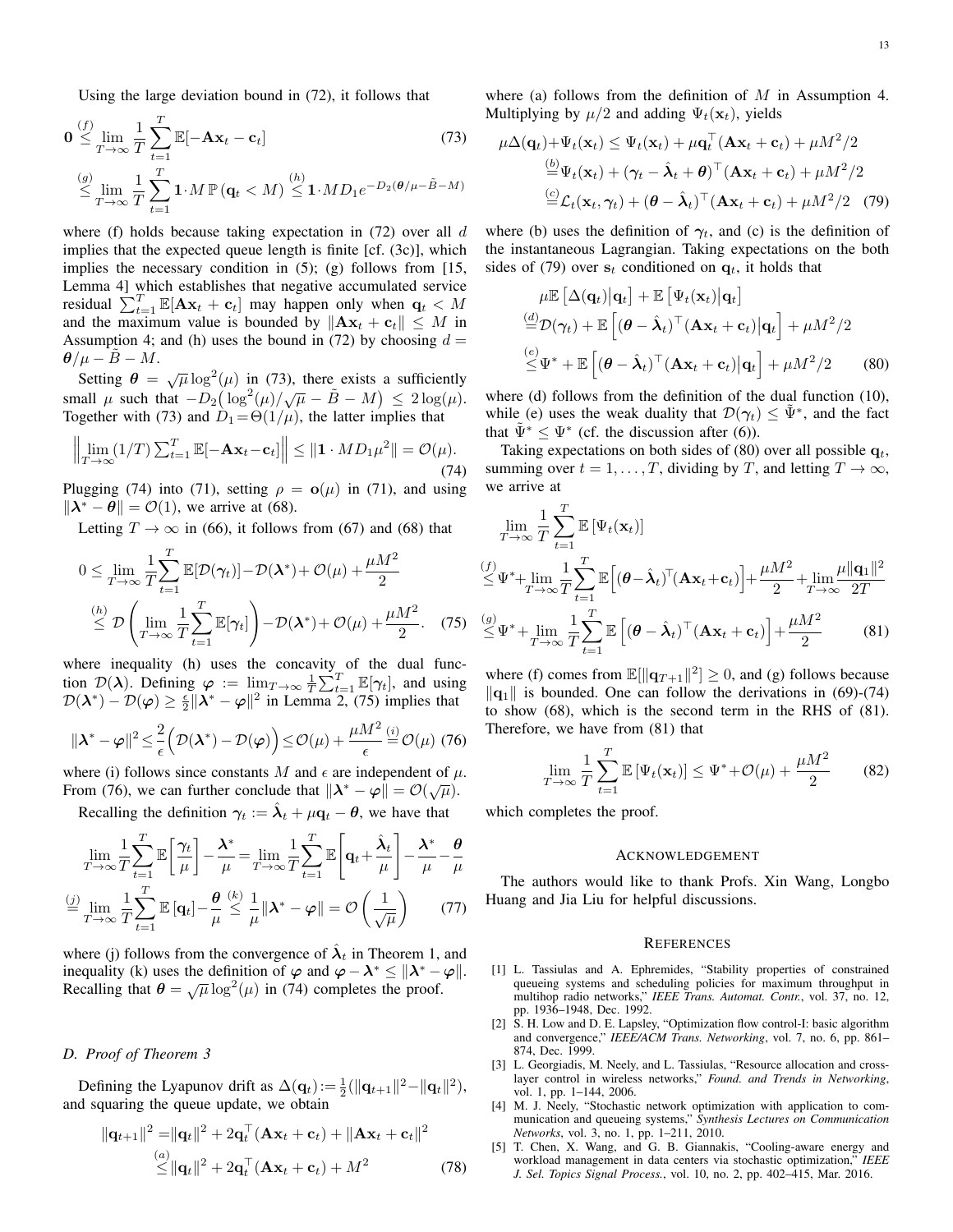Using the large deviation bound in (72), it follows that

$$\mathbf{0} \overset{(f)}{\leq} \lim_{T\to\infty} \frac{1}{T}\sum_{t=1}^{T} \mathbb{E}[-\mathbf{A}\mathbf{x}_t - \mathbf{c}_t] \tag{73}$$
$$\overset{(g)}{\leq} \lim_{T\to\infty} \frac{1}{T}\sum_{t=1}^{T} \mathbf{1}\cdot M\,\mathbb{P}\left(\mathbf{q}_t < M\right) \overset{(h)}{\leq} \mathbf{1}\cdot MD_1 e^{-D_2(\boldsymbol{\theta}/\mu - \tilde{B} - M)}$$

where (f) holds because taking expectation in (72) over all $d$ implies that the expected queue length is finite [cf. (3c)], which implies the necessary condition in (5); (g) follows from [15, Lemma 4] which establishes that negative accumulated service residual $\sum_{t=1}^{T}\mathbb{E}[\mathbf{A}\mathbf{x}_t + \mathbf{c}_t]$ may happen only when $\mathbf{q}_t < M$ and the maximum value is bounded by $\|\mathbf{A}\mathbf{x}_t + \mathbf{c}_t\| \leq M$ in Assumption 4; and (h) uses the bound in (72) by choosing $d = \boldsymbol{\theta}/\mu - \tilde{B} - M$.

Setting $\boldsymbol{\theta} = \sqrt{\mu}\log^2(\mu)$ in (73), there exists a sufficiently small $\mu$ such that $-D_2\big(\log^2(\mu)/\sqrt{\mu} - \tilde{B} - M\big) \leq 2\log(\mu)$. Together with (73) and $D_1 = \Theta(1/\mu)$, the latter implies that

$$\Big\|\lim_{T\to\infty}(1/T)\textstyle\sum_{t=1}^{T}\mathbb{E}[-\mathbf{A}\mathbf{x}_t - \mathbf{c}_t]\Big\| \leq \|\mathbf{1}\cdot MD_1\mu^2\| = \mathcal{O}(\mu). \tag{74}$$

Plugging (74) into (71), setting $\rho = \mathbf{o}(\mu)$ in (71), and using $\|\boldsymbol{\lambda}^* - \boldsymbol{\theta}\| = \mathcal{O}(1)$, we arrive at (68).

Letting $T\to\infty$ in (66), it follows from (67) and (68) that

$$0 \leq \lim_{T\to\infty}\frac{1}{T}\sum_{t=1}^{T}\mathbb{E}[\mathcal{D}(\boldsymbol{\gamma}_t)] - \mathcal{D}(\boldsymbol{\lambda}^*) + \mathcal{O}(\mu) + \frac{\mu M^2}{2}$$
$$\overset{(h)}{\leq} \mathcal{D}\left(\lim_{T\to\infty}\frac{1}{T}\sum_{t=1}^{T}\mathbb{E}[\boldsymbol{\gamma}_t]\right) - \mathcal{D}(\boldsymbol{\lambda}^*) + \mathcal{O}(\mu) + \frac{\mu M^2}{2}. \tag{75}$$

where inequality (h) uses the concavity of the dual function $\mathcal{D}(\boldsymbol{\lambda})$. Defining $\boldsymbol{\varphi} := \lim_{T\to\infty}\frac{1}{T}\sum_{t=1}^{T}\mathbb{E}[\boldsymbol{\gamma}_t]$, and using $\mathcal{D}(\boldsymbol{\lambda}^*) - \mathcal{D}(\boldsymbol{\varphi}) \geq \frac{\epsilon}{2}\|\boldsymbol{\lambda}^* - \boldsymbol{\varphi}\|^2$ in Lemma 2, (75) implies that

$$\|\boldsymbol{\lambda}^* - \boldsymbol{\varphi}\|^2 \leq \frac{2}{\epsilon}\Big(\mathcal{D}(\boldsymbol{\lambda}^*) - \mathcal{D}(\boldsymbol{\varphi})\Big) \leq \mathcal{O}(\mu) + \frac{\mu M^2}{\epsilon} \overset{(i)}{=} \mathcal{O}(\mu) \tag{76}$$

where (i) follows since constants $M$ and $\epsilon$ are independent of $\mu$. From (76), we can further conclude that $\|\boldsymbol{\lambda}^* - \boldsymbol{\varphi}\| = \mathcal{O}(\sqrt{\mu})$.

Recalling the definition $\boldsymbol{\gamma}_t := \hat{\boldsymbol{\lambda}}_t + \mu\mathbf{q}_t - \boldsymbol{\theta}$, we have that

$$\lim_{T\to\infty}\frac{1}{T}\sum_{t=1}^{T}\mathbb{E}\left[\frac{\boldsymbol{\gamma}_t}{\mu}\right] - \frac{\boldsymbol{\lambda}^*}{\mu} = \lim_{T\to\infty}\frac{1}{T}\sum_{t=1}^{T}\mathbb{E}\left[\mathbf{q}_t + \frac{\hat{\boldsymbol{\lambda}}_t}{\mu}\right] - \frac{\boldsymbol{\lambda}^*}{\mu} - \frac{\boldsymbol{\theta}}{\mu}$$
$$\overset{(j)}{=} \lim_{T\to\infty}\frac{1}{T}\sum_{t=1}^{T}\mathbb{E}\left[\mathbf{q}_t\right] - \frac{\boldsymbol{\theta}}{\mu} \overset{(k)}{\leq} \frac{1}{\mu}\|\boldsymbol{\lambda}^* - \boldsymbol{\varphi}\| = \mathcal{O}\left(\frac{1}{\sqrt{\mu}}\right) \tag{77}$$

where (j) follows from the convergence of $\hat{\boldsymbol{\lambda}}_t$ in Theorem 1, and inequality (k) uses the definition of $\boldsymbol{\varphi}$ and $\boldsymbol{\varphi} - \boldsymbol{\lambda}^* \leq \|\boldsymbol{\lambda}^* - \boldsymbol{\varphi}\|$. Recalling that $\boldsymbol{\theta} = \sqrt{\mu}\log^2(\mu)$ in (74) completes the proof.

### D. Proof of Theorem 3

Defining the Lyapunov drift as $\Delta(\mathbf{q}_t) := \frac{1}{2}(\|\mathbf{q}_{t+1}\|^2 - \|\mathbf{q}_t\|^2)$, and squaring the queue update, we obtain

$$\|\mathbf{q}_{t+1}\|^2 = \|\mathbf{q}_t\|^2 + 2\mathbf{q}_t^\top(\mathbf{A}\mathbf{x}_t + \mathbf{c}_t) + \|\mathbf{A}\mathbf{x}_t + \mathbf{c}_t\|^2$$
$$\overset{(a)}{\leq} \|\mathbf{q}_t\|^2 + 2\mathbf{q}_t^\top(\mathbf{A}\mathbf{x}_t + \mathbf{c}_t) + M^2 \tag{78}$$

where (a) follows from the definition of $M$ in Assumption 4. Multiplying by $\mu/2$ and adding $\Psi_t(\mathbf{x}_t)$, yields

$$\mu\Delta(\mathbf{q}_t) + \Psi_t(\mathbf{x}_t) \leq \Psi_t(\mathbf{x}_t) + \mu\mathbf{q}_t^\top(\mathbf{A}\mathbf{x}_t + \mathbf{c}_t) + \mu M^2/2$$
$$\overset{(b)}{=} \Psi_t(\mathbf{x}_t) + (\boldsymbol{\gamma}_t - \hat{\boldsymbol{\lambda}}_t + \boldsymbol{\theta})^\top(\mathbf{A}\mathbf{x}_t + \mathbf{c}_t) + \mu M^2/2$$
$$\overset{(c)}{=} \mathcal{L}_t(\mathbf{x}_t, \boldsymbol{\gamma}_t) + (\boldsymbol{\theta} - \hat{\boldsymbol{\lambda}}_t)^\top(\mathbf{A}\mathbf{x}_t + \mathbf{c}_t) + \mu M^2/2 \tag{79}$$

where (b) uses the definition of $\boldsymbol{\gamma}_t$, and (c) is the definition of the instantaneous Lagrangian. Taking expectations on the both sides of (79) over $\mathbf{s}_t$ conditioned on $\mathbf{q}_t$, it holds that

$$\mu\mathbb{E}\left[\Delta(\mathbf{q}_t)\middle|\mathbf{q}_t\right] + \mathbb{E}\left[\Psi_t(\mathbf{x}_t)\middle|\mathbf{q}_t\right]$$
$$\overset{(d)}{=} \mathcal{D}(\boldsymbol{\gamma}_t) + \mathbb{E}\left[(\boldsymbol{\theta} - \hat{\boldsymbol{\lambda}}_t)^\top(\mathbf{A}\mathbf{x}_t + \mathbf{c}_t)\middle|\mathbf{q}_t\right] + \mu M^2/2$$
$$\overset{(e)}{\leq} \Psi^* + \mathbb{E}\left[(\boldsymbol{\theta} - \hat{\boldsymbol{\lambda}}_t)^\top(\mathbf{A}\mathbf{x}_t + \mathbf{c}_t)\middle|\mathbf{q}_t\right] + \mu M^2/2 \tag{80}$$

where (d) follows from the definition of the dual function (10), while (e) uses the weak duality that $\mathcal{D}(\boldsymbol{\gamma}_t) \leq \tilde{\Psi}^*$, and the fact that $\tilde{\Psi}^* \leq \Psi^*$ (cf. the discussion after (6)).

Taking expectations on both sides of (80) over all possible $\mathbf{q}_t$, summing over $t = 1, \ldots, T$, dividing by $T$, and letting $T\to\infty$, we arrive at

$$\lim_{T\to\infty}\frac{1}{T}\sum_{t=1}^{T}\mathbb{E}\left[\Psi_t(\mathbf{x}_t)\right]$$
$$\overset{(f)}{\leq} \Psi^* + \lim_{T\to\infty}\frac{1}{T}\sum_{t=1}^{T}\mathbb{E}\Big[(\boldsymbol{\theta} - \hat{\boldsymbol{\lambda}}_t)^\top(\mathbf{A}\mathbf{x}_t + \mathbf{c}_t)\Big] + \frac{\mu M^2}{2} + \lim_{T\to\infty}\frac{\mu\|\mathbf{q}_1\|^2}{2T}$$
$$\overset{(g)}{\leq} \Psi^* + \lim_{T\to\infty}\frac{1}{T}\sum_{t=1}^{T}\mathbb{E}\left[(\boldsymbol{\theta} - \hat{\boldsymbol{\lambda}}_t)^\top(\mathbf{A}\mathbf{x}_t + \mathbf{c}_t)\right] + \frac{\mu M^2}{2} \tag{81}$$

where (f) comes from $\mathbb{E}[\|\mathbf{q}_{T+1}\|^2] \geq 0$, and (g) follows because $\|\mathbf{q}_1\|$ is bounded. One can follow the derivations in (69)-(74) to show (68), which is the second term in the RHS of (81). Therefore, we have from (81) that

$$\lim_{T\to\infty}\frac{1}{T}\sum_{t=1}^{T}\mathbb{E}\left[\Psi_t(\mathbf{x}_t)\right] \leq \Psi^* + \mathcal{O}(\mu) + \frac{\mu M^2}{2} \tag{82}$$

which completes the proof.

## Acknowledgement

The authors would like to thank Profs. Xin Wang, Longbo Huang and Jia Liu for helpful discussions.

## References

[1] L. Tassiulas and A. Ephremides, "Stability properties of constrained queueing systems and scheduling policies for maximum throughput in multihop radio networks," *IEEE Trans. Automat. Contr.*, vol. 37, no. 12, pp. 1936–1948, Dec. 1992.

[2] S. H. Low and D. E. Lapsley, "Optimization flow control-I: basic algorithm and convergence," *IEEE/ACM Trans. Networking*, vol. 7, no. 6, pp. 861–874, Dec. 1999.

[3] L. Georgiadis, M. Neely, and L. Tassiulas, "Resource allocation and cross-layer control in wireless networks," *Found. and Trends in Networking*, vol. 1, pp. 1–144, 2006.

[4] M. J. Neely, "Stochastic network optimization with application to communication and queueing systems," *Synthesis Lectures on Communication Networks*, vol. 3, no. 1, pp. 1–211, 2010.

[5] T. Chen, X. Wang, and G. B. Giannakis, "Cooling-aware energy and workload management in data centers via stochastic optimization," *IEEE J. Sel. Topics Signal Process.*, vol. 10, no. 2, pp. 402–415, Mar. 2016.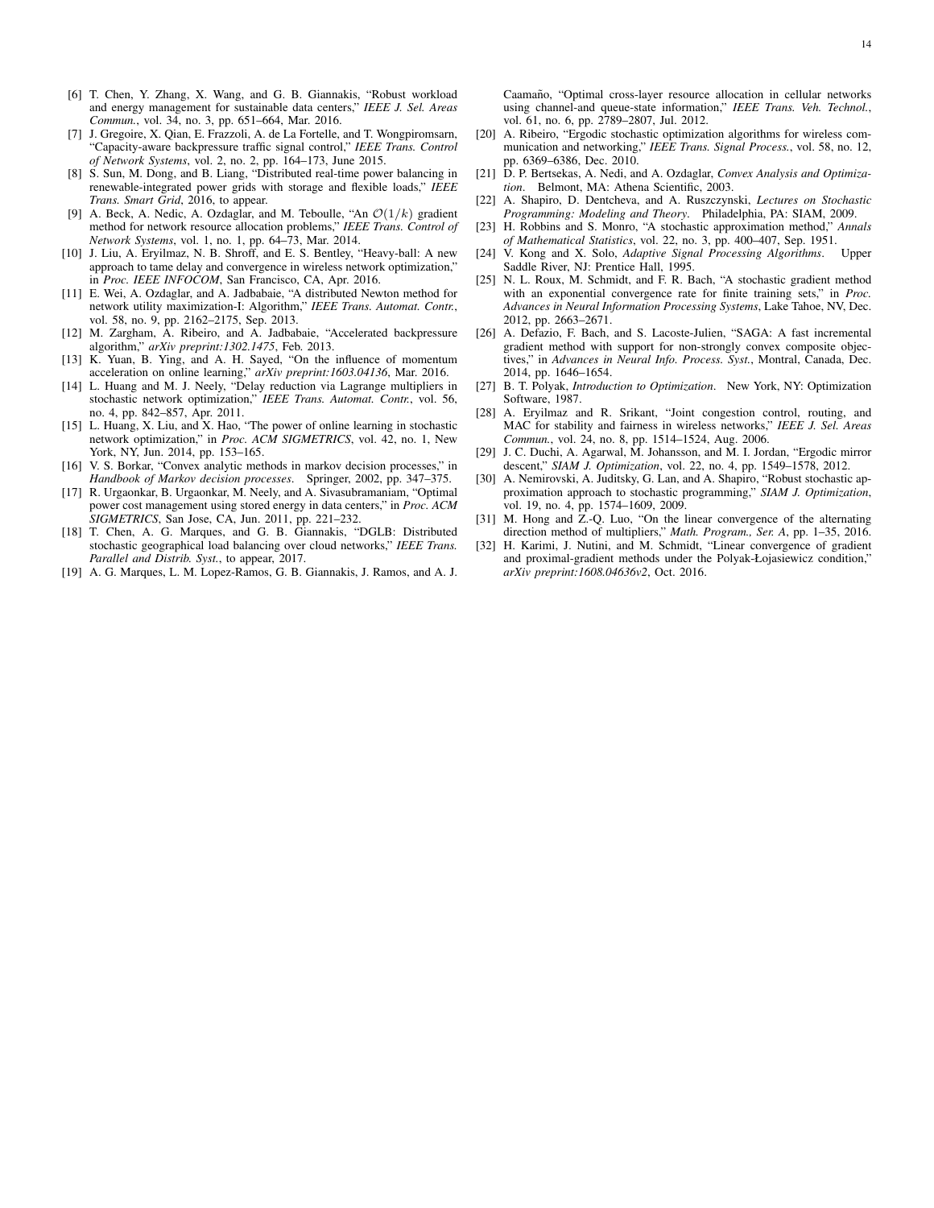[6] T. Chen, Y. Zhang, X. Wang, and G. B. Giannakis, "Robust workload and energy management for sustainable data centers," *IEEE J. Sel. Areas Commun.*, vol. 34, no. 3, pp. 651–664, Mar. 2016.

[7] J. Gregoire, X. Qian, E. Frazzoli, A. de La Fortelle, and T. Wongpiromsarn, "Capacity-aware backpressure traffic signal control," *IEEE Trans. Control of Network Systems*, vol. 2, no. 2, pp. 164–173, June 2015.

[8] S. Sun, M. Dong, and B. Liang, "Distributed real-time power balancing in renewable-integrated power grids with storage and flexible loads," *IEEE Trans. Smart Grid*, 2016, to appear.

[9] A. Beck, A. Nedic, A. Ozdaglar, and M. Teboulle, "An $\mathcal{O}(1/k)$ gradient method for network resource allocation problems," *IEEE Trans. Control of Network Systems*, vol. 1, no. 1, pp. 64–73, Mar. 2014.

[10] J. Liu, A. Eryilmaz, N. B. Shroff, and E. S. Bentley, "Heavy-ball: A new approach to tame delay and convergence in wireless network optimization," in *Proc. IEEE INFOCOM*, San Francisco, CA, Apr. 2016.

[11] E. Wei, A. Ozdaglar, and A. Jadbabaie, "A distributed Newton method for network utility maximization-I: Algorithm," *IEEE Trans. Automat. Contr.*, vol. 58, no. 9, pp. 2162–2175, Sep. 2013.

[12] M. Zargham, A. Ribeiro, and A. Jadbabaie, "Accelerated backpressure algorithm," *arXiv preprint:1302.1475*, Feb. 2013.

[13] K. Yuan, B. Ying, and A. H. Sayed, "On the influence of momentum acceleration on online learning," *arXiv preprint:1603.04136*, Mar. 2016.

[14] L. Huang and M. J. Neely, "Delay reduction via Lagrange multipliers in stochastic network optimization," *IEEE Trans. Automat. Contr.*, vol. 56, no. 4, pp. 842–857, Apr. 2011.

[15] L. Huang, X. Liu, and X. Hao, "The power of online learning in stochastic network optimization," in *Proc. ACM SIGMETRICS*, vol. 42, no. 1, New York, NY, Jun. 2014, pp. 153–165.

[16] V. S. Borkar, "Convex analytic methods in markov decision processes," in *Handbook of Markov decision processes*. Springer, 2002, pp. 347–375.

[17] R. Urgaonkar, B. Urgaonkar, M. Neely, and A. Sivasubramaniam, "Optimal power cost management using stored energy in data centers," in *Proc. ACM SIGMETRICS*, San Jose, CA, Jun. 2011, pp. 221–232.

[18] T. Chen, A. G. Marques, and G. B. Giannakis, "DGLB: Distributed stochastic geographical load balancing over cloud networks," *IEEE Trans. Parallel and Distrib. Syst.*, to appear, 2017.

[19] A. G. Marques, L. M. Lopez-Ramos, G. B. Giannakis, J. Ramos, and A. J. Caamaño, "Optimal cross-layer resource allocation in cellular networks using channel-and queue-state information," *IEEE Trans. Veh. Technol.*, vol. 61, no. 6, pp. 2789–2807, Jul. 2012.

[20] A. Ribeiro, "Ergodic stochastic optimization algorithms for wireless communication and networking," *IEEE Trans. Signal Process.*, vol. 58, no. 12, pp. 6369–6386, Dec. 2010.

[21] D. P. Bertsekas, A. Nedi, and A. Ozdaglar, *Convex Analysis and Optimization*. Belmont, MA: Athena Scientific, 2003.

[22] A. Shapiro, D. Dentcheva, and A. Ruszczynski, *Lectures on Stochastic Programming: Modeling and Theory*. Philadelphia, PA: SIAM, 2009.

[23] H. Robbins and S. Monro, "A stochastic approximation method," *Annals of Mathematical Statistics*, vol. 22, no. 3, pp. 400–407, Sep. 1951.

[24] V. Kong and X. Solo, *Adaptive Signal Processing Algorithms*. Upper Saddle River, NJ: Prentice Hall, 1995.

[25] N. L. Roux, M. Schmidt, and F. R. Bach, "A stochastic gradient method with an exponential convergence rate for finite training sets," in *Proc. Advances in Neural Information Processing Systems*, Lake Tahoe, NV, Dec. 2012, pp. 2663–2671.

[26] A. Defazio, F. Bach, and S. Lacoste-Julien, "SAGA: A fast incremental gradient method with support for non-strongly convex composite objectives," in *Advances in Neural Info. Process. Syst.*, Montral, Canada, Dec. 2014, pp. 1646–1654.

[27] B. T. Polyak, *Introduction to Optimization*. New York, NY: Optimization Software, 1987.

[28] A. Eryilmaz and R. Srikant, "Joint congestion control, routing, and MAC for stability and fairness in wireless networks," *IEEE J. Sel. Areas Commun.*, vol. 24, no. 8, pp. 1514–1524, Aug. 2006.

[29] J. C. Duchi, A. Agarwal, M. Johansson, and M. I. Jordan, "Ergodic mirror descent," *SIAM J. Optimization*, vol. 22, no. 4, pp. 1549–1578, 2012.

[30] A. Nemirovski, A. Juditsky, G. Lan, and A. Shapiro, "Robust stochastic approximation approach to stochastic programming," *SIAM J. Optimization*, vol. 19, no. 4, pp. 1574–1609, 2009.

[31] M. Hong and Z.-Q. Luo, "On the linear convergence of the alternating direction method of multipliers," *Math. Program., Ser. A*, pp. 1–35, 2016.

[32] H. Karimi, J. Nutini, and M. Schmidt, "Linear convergence of gradient and proximal-gradient methods under the Polyak-Łojasiewicz condition," *arXiv preprint:1608.04636v2*, Oct. 2016.